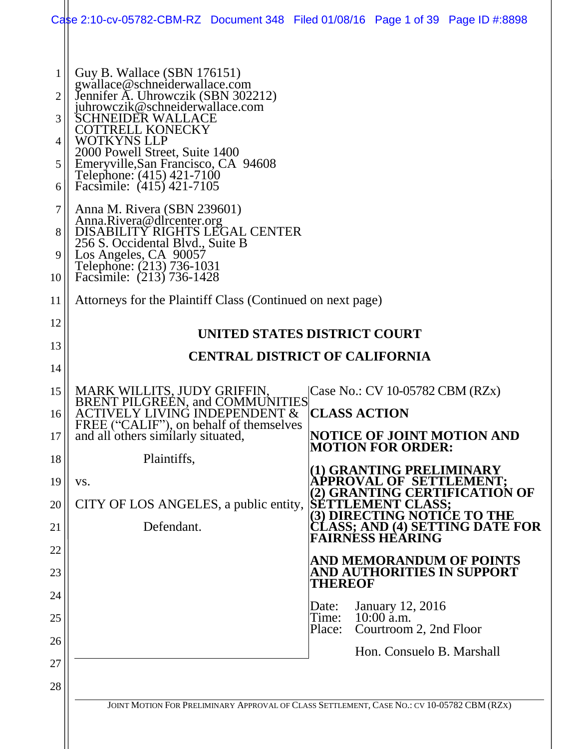Guy B. Wallace (SBN 176151)
gwallace@schneiderwallace.com
Jennifer A. Uhrowczik (SBN 302212)
juhrowczik@schneiderwallace.com
SCHNEIDER WALLACE
COTTRELL KONECKY
WOTKYNS LLP
2000 Powell Street, Suite 1400
Emeryville,San Francisco, CA 94608
Telephone: (415) 421-7100
Facsimile: (415) 421-7105

Anna M. Rivera (SBN 239601)
Anna.Rivera@dlrcenter.org
DISABILITY RIGHTS LEGAL CENTER
256 S. Occidental Blvd., Suite B
Los Angeles, CA 90057
Telephone: (213) 736-1031
Facsimile: (213) 736-1428

Attorneys for the Plaintiff Class (Continued on next page)

**UNITED STATES DISTRICT COURT**

**CENTRAL DISTRICT OF CALIFORNIA**

MARK WILLITS, JUDY GRIFFIN, BRENT PILGREEN, and COMMUNITIES ACTIVELY LIVING INDEPENDENT & FREE ("CALIF"), on behalf of themselves and all others similarly situated,

Plaintiffs,

vs.

CITY OF LOS ANGELES, a public entity,

Defendant.

Case No.: CV 10-05782 CBM (RZx)

**CLASS ACTION**

**NOTICE OF JOINT MOTION AND MOTION FOR ORDER:**

**(1) GRANTING PRELIMINARY APPROVAL OF SETTLEMENT;**
**(2) GRANTING CERTIFICATION OF SETTLEMENT CLASS;**
**(3) DIRECTING NOTICE TO THE CLASS; AND (4) SETTING DATE FOR FAIRNESS HEARING**

**AND MEMORANDUM OF POINTS AND AUTHORITIES IN SUPPORT THEREOF**

Date: January 12, 2016
Time: 10:00 a.m.
Place: Courtroom 2, 2nd Floor

Hon. Consuelo B. Marshall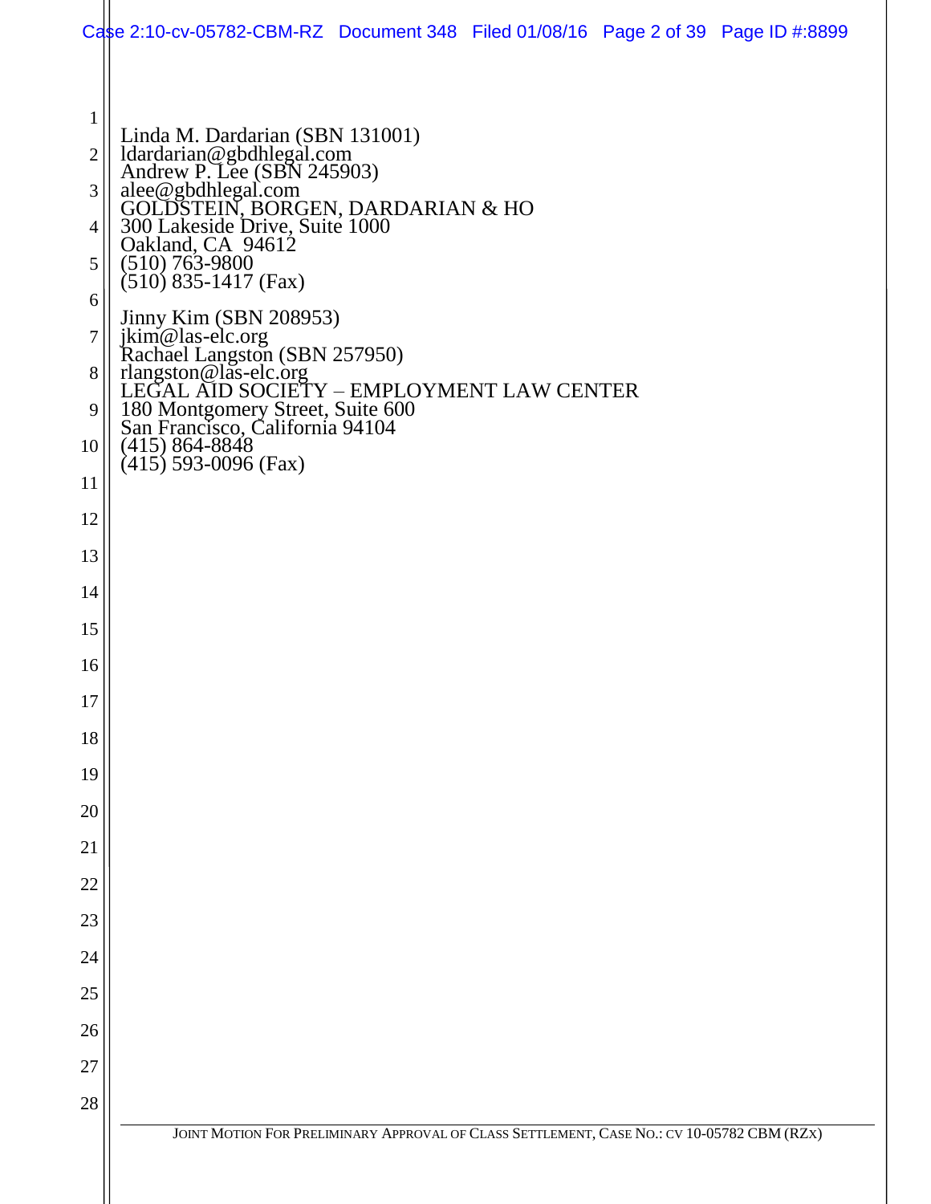Linda M. Dardarian (SBN 131001)
ldardarian@gbdhlegal.com
Andrew P. Lee (SBN 245903)
alee@gbdhlegal.com
GOLDSTEIN, BORGEN, DARDARIAN & HO
300 Lakeside Drive, Suite 1000
Oakland, CA 94612
(510) 763-9800
(510) 835-1417 (Fax)

Jinny Kim (SBN 208953)
jkim@las-elc.org
Rachael Langston (SBN 257950)
rlangston@las-elc.org
LEGAL AID SOCIETY – EMPLOYMENT LAW CENTER
180 Montgomery Street, Suite 600
San Francisco, California 94104
(415) 864-8848
(415) 593-0096 (Fax)

JOINT MOTION FOR PRELIMINARY APPROVAL OF CLASS SETTLEMENT, CASE NO.: CV 10-05782 CBM (RZX)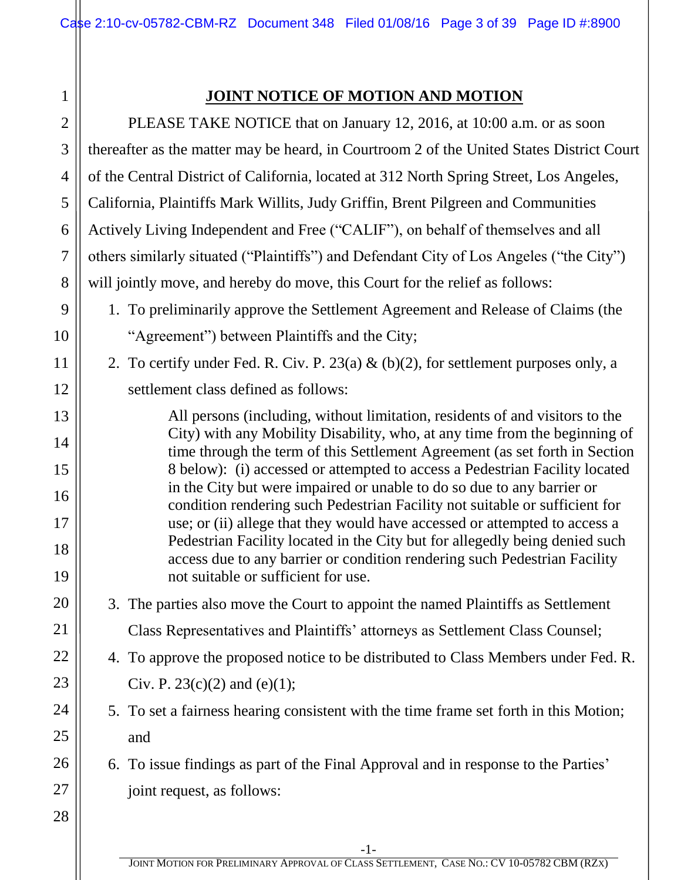# JOINT NOTICE OF MOTION AND MOTION

PLEASE TAKE NOTICE that on January 12, 2016, at 10:00 a.m. or as soon thereafter as the matter may be heard, in Courtroom 2 of the United States District Court of the Central District of California, located at 312 North Spring Street, Los Angeles, California, Plaintiffs Mark Willits, Judy Griffin, Brent Pilgreen and Communities Actively Living Independent and Free ("CALIF"), on behalf of themselves and all others similarly situated ("Plaintiffs") and Defendant City of Los Angeles ("the City") will jointly move, and hereby do move, this Court for the relief as follows:

1. To preliminarily approve the Settlement Agreement and Release of Claims (the "Agreement") between Plaintiffs and the City;
2. To certify under Fed. R. Civ. P. 23(a) & (b)(2), for settlement purposes only, a settlement class defined as follows:

   > All persons (including, without limitation, residents of and visitors to the City) with any Mobility Disability, who, at any time from the beginning of time through the term of this Settlement Agreement (as set forth in Section 8 below): (i) accessed or attempted to access a Pedestrian Facility located in the City but were impaired or unable to do so due to any barrier or condition rendering such Pedestrian Facility not suitable or sufficient for use; or (ii) allege that they would have accessed or attempted to access a Pedestrian Facility located in the City but for allegedly being denied such access due to any barrier or condition rendering such Pedestrian Facility not suitable or sufficient for use.

3. The parties also move the Court to appoint the named Plaintiffs as Settlement Class Representatives and Plaintiffs' attorneys as Settlement Class Counsel;
4. To approve the proposed notice to be distributed to Class Members under Fed. R. Civ. P. 23(c)(2) and (e)(1);
5. To set a fairness hearing consistent with the time frame set forth in this Motion; and
6. To issue findings as part of the Final Approval and in response to the Parties' joint request, as follows: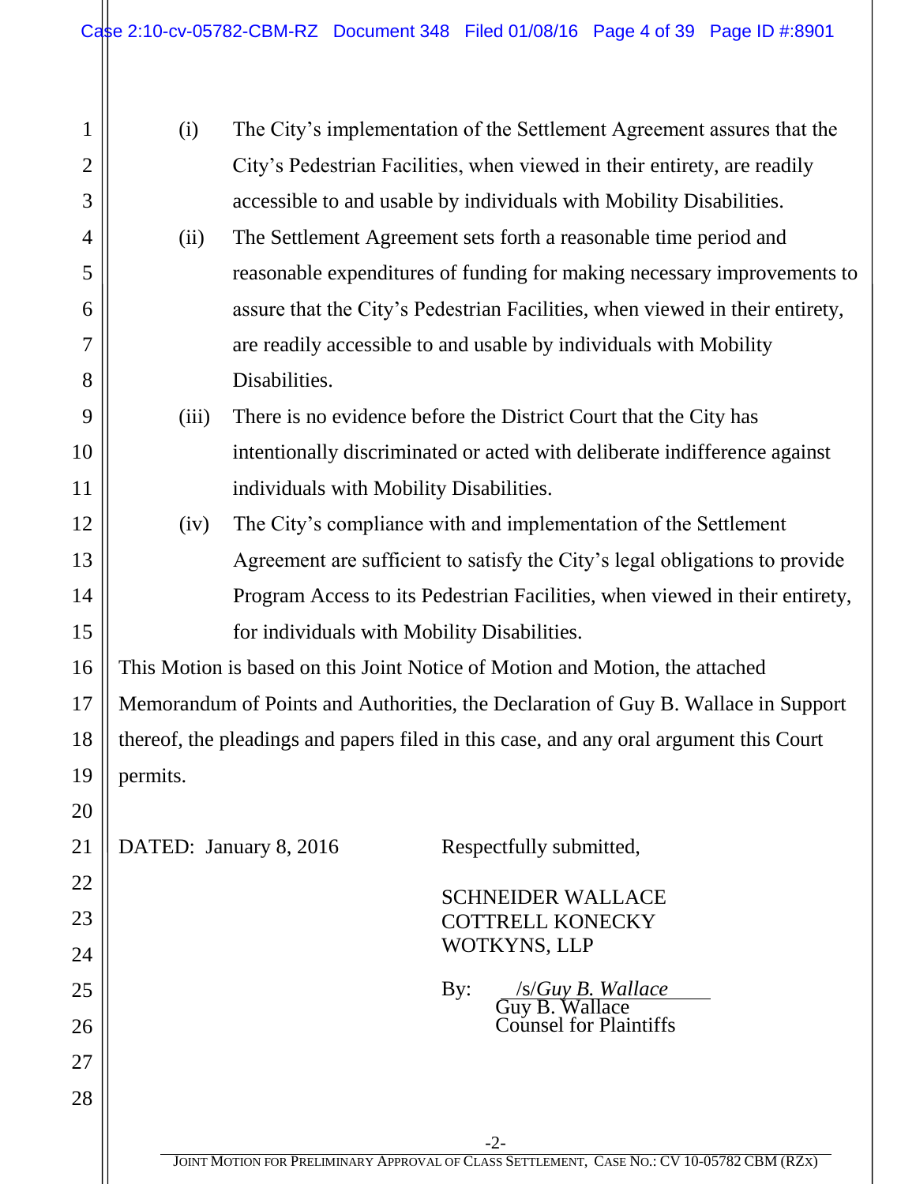(i) The City's implementation of the Settlement Agreement assures that the City's Pedestrian Facilities, when viewed in their entirety, are readily accessible to and usable by individuals with Mobility Disabilities.

(ii) The Settlement Agreement sets forth a reasonable time period and reasonable expenditures of funding for making necessary improvements to assure that the City's Pedestrian Facilities, when viewed in their entirety, are readily accessible to and usable by individuals with Mobility Disabilities.

(iii) There is no evidence before the District Court that the City has intentionally discriminated or acted with deliberate indifference against individuals with Mobility Disabilities.

(iv) The City's compliance with and implementation of the Settlement Agreement are sufficient to satisfy the City's legal obligations to provide Program Access to its Pedestrian Facilities, when viewed in their entirety, for individuals with Mobility Disabilities.

This Motion is based on this Joint Notice of Motion and Motion, the attached Memorandum of Points and Authorities, the Declaration of Guy B. Wallace in Support thereof, the pleadings and papers filed in this case, and any oral argument this Court permits.

DATED: January 8, 2016

Respectfully submitted,

SCHNEIDER WALLACE
COTTRELL KONECKY
WOTKYNS, LLP

By: /s/*Guy B. Wallace*
Guy B. Wallace
Counsel for Plaintiffs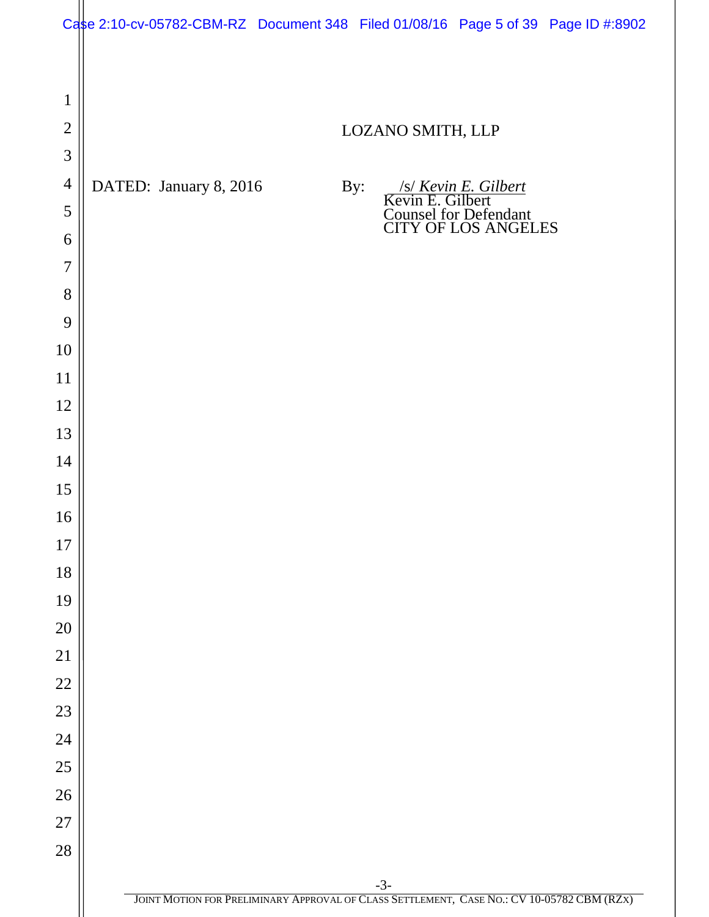LOZANO SMITH, LLP

DATED: January 8, 2016

By: /s/ *Kevin E. Gilbert*
Kevin E. Gilbert
Counsel for Defendant
CITY OF LOS ANGELES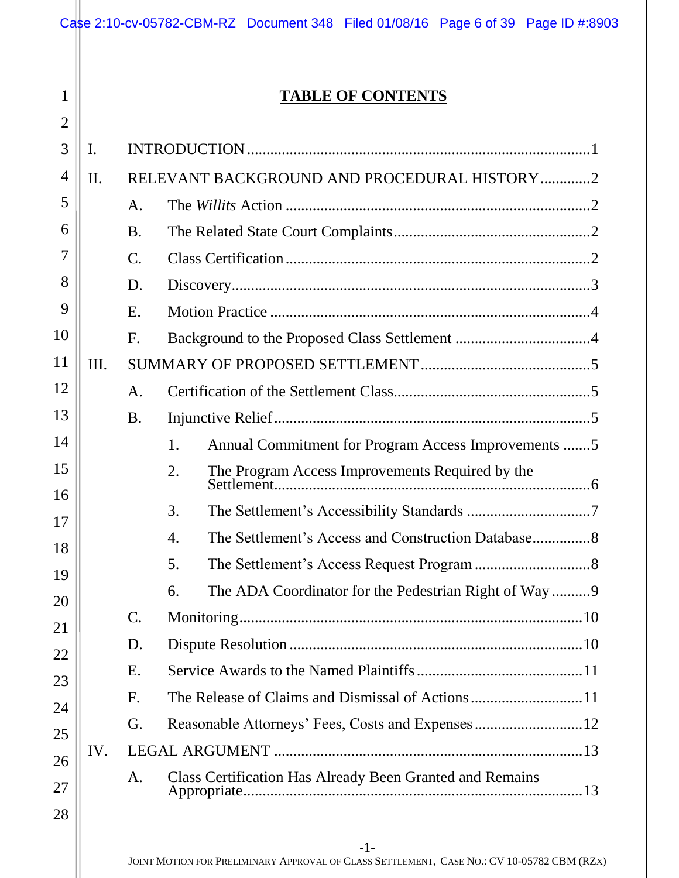# TABLE OF CONTENTS

I. INTRODUCTION ........................................................................................ 1

II. RELEVANT BACKGROUND AND PROCEDURAL HISTORY ............. 2

- A. The *Willits* Action ............................................................................. 2
- B. The Related State Court Complaints .................................................. 2
- C. Class Certification .............................................................................. 2
- D. Discovery ............................................................................................ 3
- E. Motion Practice .................................................................................. 4
- F. Background to the Proposed Class Settlement .................................. 4

III. SUMMARY OF PROPOSED SETTLEMENT ............................................ 5

- A. Certification of the Settlement Class .................................................. 5
- B. Injunctive Relief ................................................................................. 5
  1. Annual Commitment for Program Access Improvements ....... 5
  2. The Program Access Improvements Required by the Settlement ................................................................................. 6
  3. The Settlement's Accessibility Standards ................................ 7
  4. The Settlement's Access and Construction Database ............... 8
  5. The Settlement's Access Request Program .............................. 8
  6. The ADA Coordinator for the Pedestrian Right of Way .......... 9
- C. Monitoring ........................................................................................ 10
- D. Dispute Resolution ........................................................................... 10
- E. Service Awards to the Named Plaintiffs ........................................... 11
- F. The Release of Claims and Dismissal of Actions ............................. 11
- G. Reasonable Attorneys' Fees, Costs and Expenses ............................ 12

IV. LEGAL ARGUMENT ................................................................................ 13

- A. Class Certification Has Already Been Granted and Remains Appropriate ....................................................................................... 13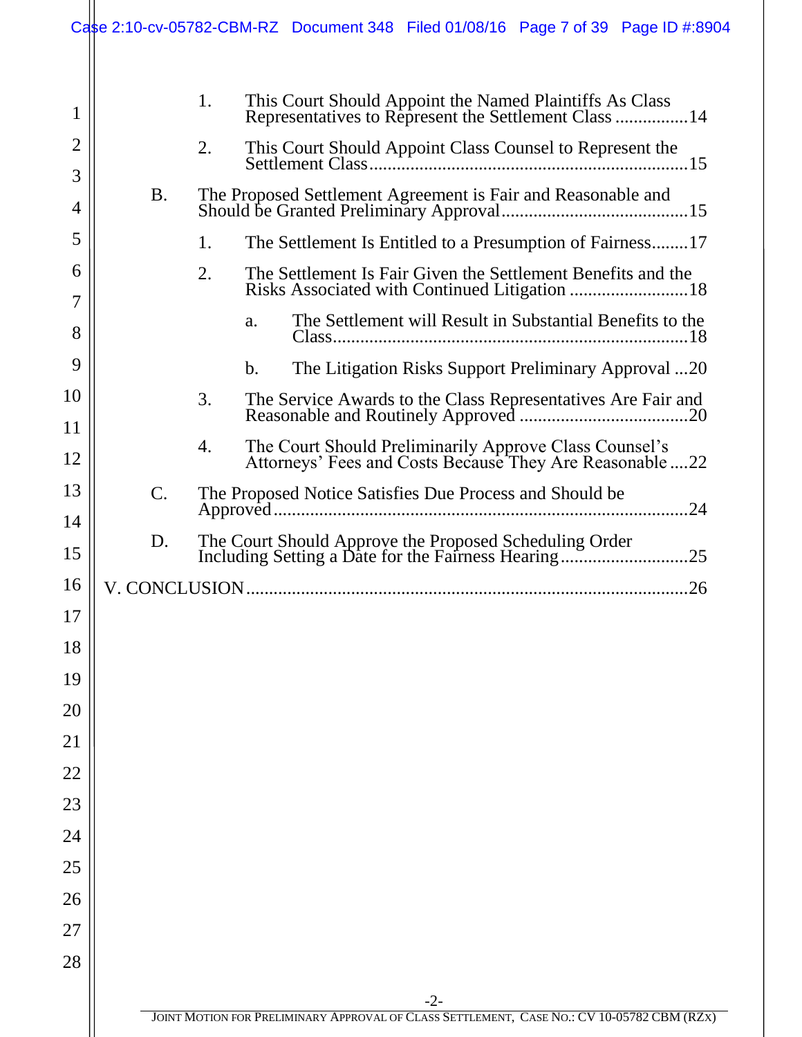1. This Court Should Appoint the Named Plaintiffs As Class Representatives to Represent the Settlement Class ................14

2. This Court Should Appoint Class Counsel to Represent the Settlement Class.....................................................................15

B. The Proposed Settlement Agreement is Fair and Reasonable and Should be Granted Preliminary Approval.........................................15

1. The Settlement Is Entitled to a Presumption of Fairness........17

2. The Settlement Is Fair Given the Settlement Benefits and the Risks Associated with Continued Litigation ..........................18

a. The Settlement will Result in Substantial Benefits to the Class.............................................................................18

b. The Litigation Risks Support Preliminary Approval ...20

3. The Service Awards to the Class Representatives Are Fair and Reasonable and Routinely Approved ....................................20

4. The Court Should Preliminarily Approve Class Counsel's Attorneys' Fees and Costs Because They Are Reasonable ....22

C. The Proposed Notice Satisfies Due Process and Should be Approved..........................................................................................24

D. The Court Should Approve the Proposed Scheduling Order Including Setting a Date for the Fairness Hearing............................25

V. CONCLUSION...............................................................................................26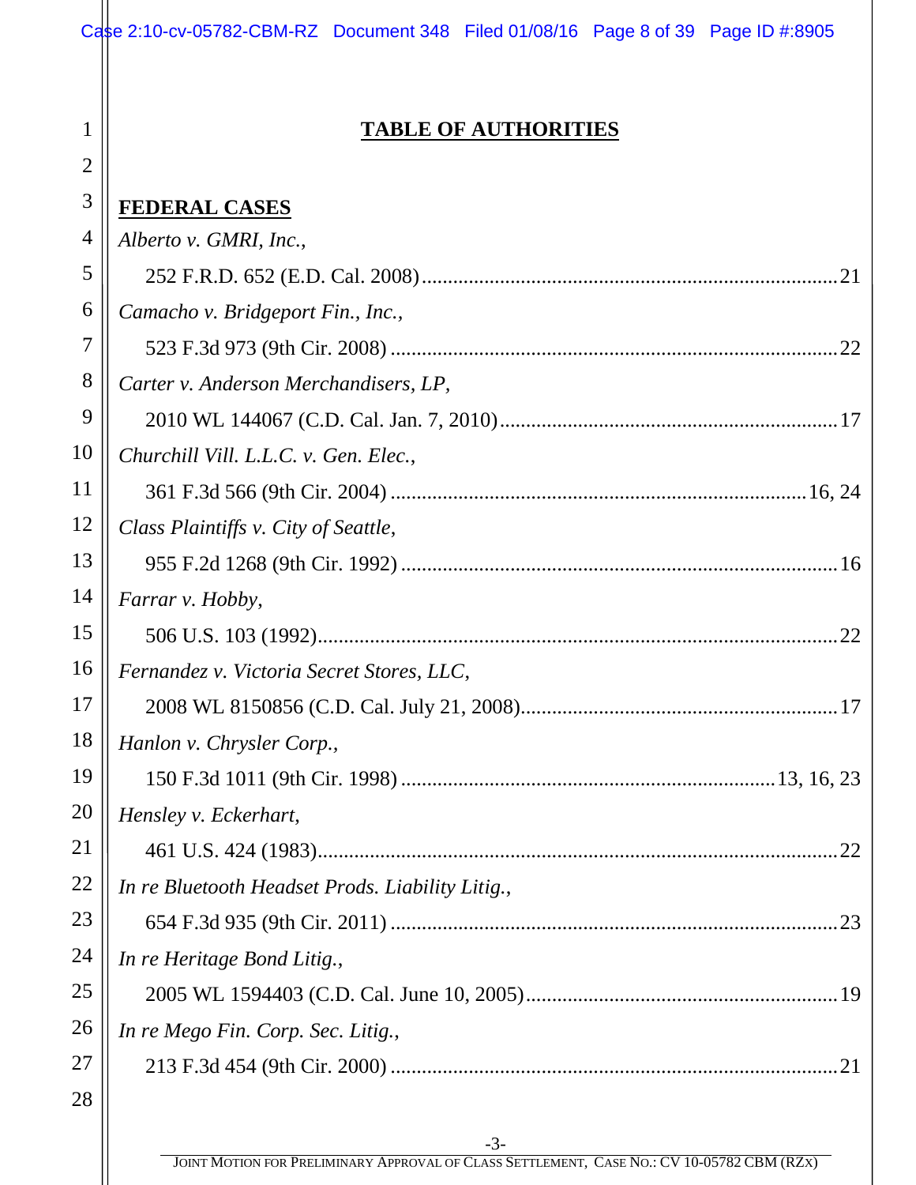# TABLE OF AUTHORITIES

## FEDERAL CASES

*Alberto v. GMRI, Inc.*,
252 F.R.D. 652 (E.D. Cal. 2008) .......... 21

*Camacho v. Bridgeport Fin., Inc.*,
523 F.3d 973 (9th Cir. 2008) .......... 22

*Carter v. Anderson Merchandisers, LP*,
2010 WL 144067 (C.D. Cal. Jan. 7, 2010) .......... 17

*Churchill Vill. L.L.C. v. Gen. Elec.*,
361 F.3d 566 (9th Cir. 2004) .......... 16, 24

*Class Plaintiffs v. City of Seattle*,
955 F.2d 1268 (9th Cir. 1992) .......... 16

*Farrar v. Hobby*,
506 U.S. 103 (1992) .......... 22

*Fernandez v. Victoria Secret Stores, LLC*,
2008 WL 8150856 (C.D. Cal. July 21, 2008) .......... 17

*Hanlon v. Chrysler Corp.*,
150 F.3d 1011 (9th Cir. 1998) .......... 13, 16, 23

*Hensley v. Eckerhart*,
461 U.S. 424 (1983) .......... 22

*In re Bluetooth Headset Prods. Liability Litig.*,
654 F.3d 935 (9th Cir. 2011) .......... 23

*In re Heritage Bond Litig.*,
2005 WL 1594403 (C.D. Cal. June 10, 2005) .......... 19

*In re Mego Fin. Corp. Sec. Litig.*,
213 F.3d 454 (9th Cir. 2000) .......... 21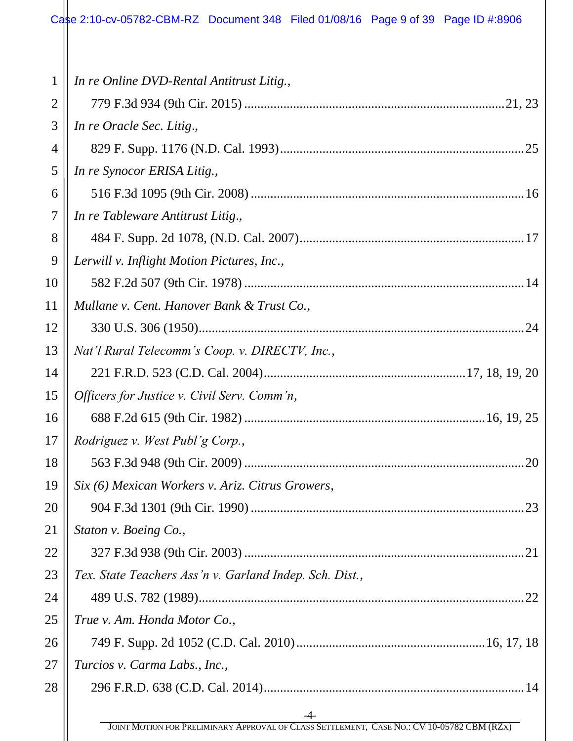*In re Online DVD-Rental Antitrust Litig.*,
779 F.3d 934 (9th Cir. 2015) ....................................................................... 21, 23

*In re Oracle Sec. Litig.*,
829 F. Supp. 1176 (N.D. Cal. 1993) ................................................................. 25

*In re Synocor ERISA Litig.*,
516 F.3d 1095 (9th Cir. 2008) .......................................................................... 16

*In re Tableware Antitrust Litig.*,
484 F. Supp. 2d 1078, (N.D. Cal. 2007) ........................................................... 17

*Lerwill v. Inflight Motion Pictures, Inc.*,
582 F.2d 507 (9th Cir. 1978) ............................................................................ 14

*Mullane v. Cent. Hanover Bank & Trust Co.*,
330 U.S. 306 (1950) .......................................................................................... 24

*Nat'l Rural Telecomm's Coop. v. DIRECTV, Inc.*,
221 F.R.D. 523 (C.D. Cal. 2004) .............................................................. 17, 18, 19, 20

*Officers for Justice v. Civil Serv. Comm'n*,
688 F.2d 615 (9th Cir. 1982) ............................................................... 16, 19, 25

*Rodriguez v. West Publ'g Corp.*,
563 F.3d 948 (9th Cir. 2009) ............................................................................ 20

*Six (6) Mexican Workers v. Ariz. Citrus Growers*,
904 F.3d 1301 (9th Cir. 1990) .......................................................................... 23

*Staton v. Boeing Co.*,
327 F.3d 938 (9th Cir. 2003) ............................................................................ 21

*Tex. State Teachers Ass'n v. Garland Indep. Sch. Dist.*,
489 U.S. 782 (1989) .......................................................................................... 22

*True v. Am. Honda Motor Co.*,
749 F. Supp. 2d 1052 (C.D. Cal. 2010) ...................................................... 16, 17, 18

*Turcios v. Carma Labs., Inc.*,
296 F.R.D. 638 (C.D. Cal. 2014) ....................................................................... 14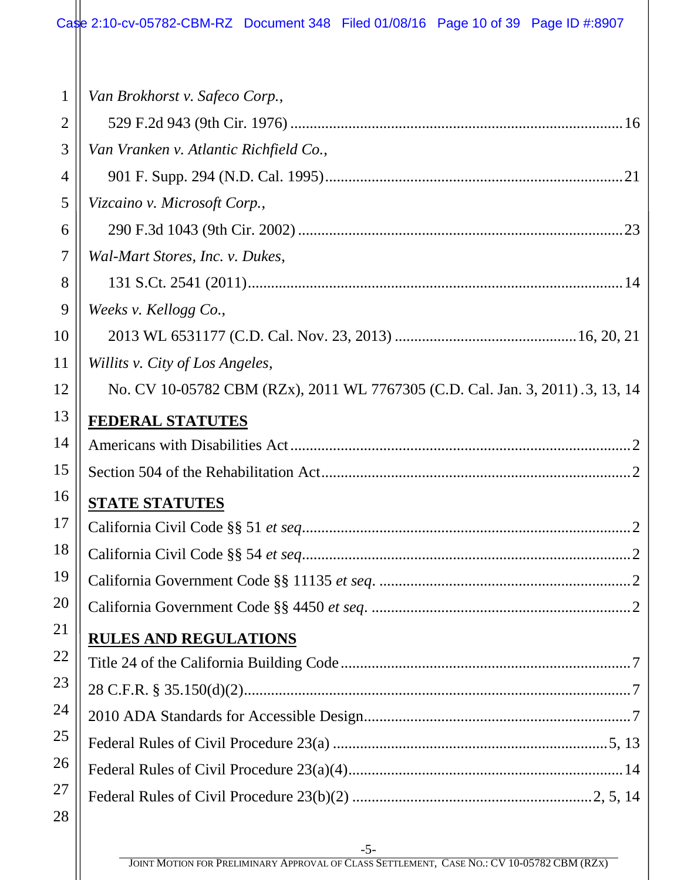*Van Brokhorst v. Safeco Corp.*,
529 F.2d 943 (9th Cir. 1976) .......... 16

*Van Vranken v. Atlantic Richfield Co.*,
901 F. Supp. 294 (N.D. Cal. 1995) .......... 21

*Vizcaino v. Microsoft Corp.*,
290 F.3d 1043 (9th Cir. 2002) .......... 23

*Wal-Mart Stores, Inc. v. Dukes*,
131 S.Ct. 2541 (2011) .......... 14

*Weeks v. Kellogg Co.*,
2013 WL 6531177 (C.D. Cal. Nov. 23, 2013) .......... 16, 20, 21

*Willits v. City of Los Angeles*,
No. CV 10-05782 CBM (RZx), 2011 WL 7767305 (C.D. Cal. Jan. 3, 2011) .3, 13, 14

**FEDERAL STATUTES**

Americans with Disabilities Act .......... 2

Section 504 of the Rehabilitation Act .......... 2

**STATE STATUTES**

California Civil Code §§ 51 *et seq*. .......... 2

California Civil Code §§ 54 *et seq*. .......... 2

California Government Code §§ 11135 *et seq*. .......... 2

California Government Code §§ 4450 *et seq*. .......... 2

**RULES AND REGULATIONS**

Title 24 of the California Building Code .......... 7

28 C.F.R. § 35.150(d)(2) .......... 7

2010 ADA Standards for Accessible Design .......... 7

Federal Rules of Civil Procedure 23(a) .......... 5, 13

Federal Rules of Civil Procedure 23(a)(4) .......... 14

Federal Rules of Civil Procedure 23(b)(2) .......... 2, 5, 14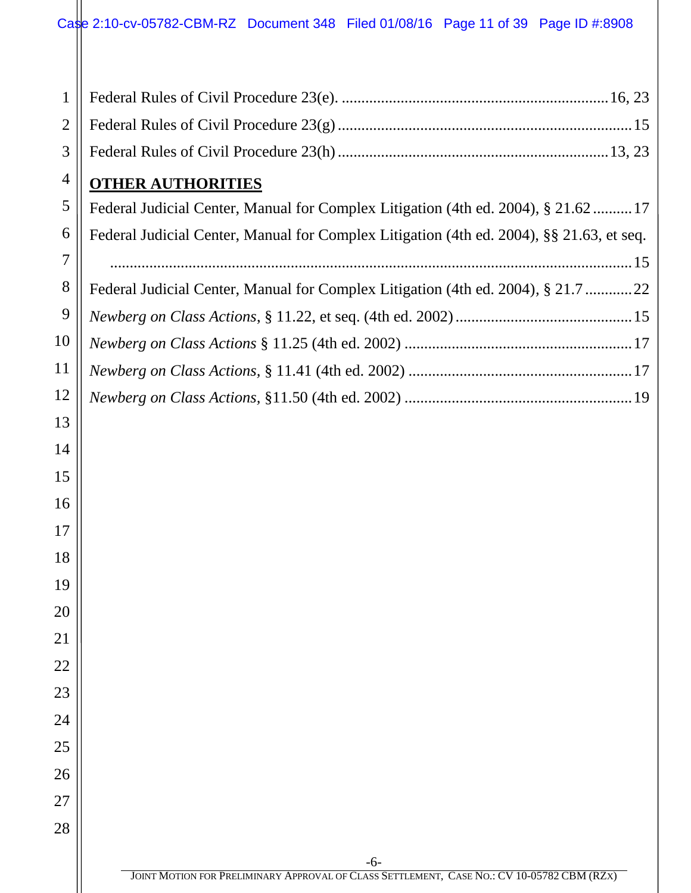Federal Rules of Civil Procedure 23(e). .................................................................... 16, 23

Federal Rules of Civil Procedure 23(g) ........................................................................ 15

Federal Rules of Civil Procedure 23(h) ................................................................ 13, 23

**OTHER AUTHORITIES**

Federal Judicial Center, Manual for Complex Litigation (4th ed. 2004), § 21.62 .......... 17

Federal Judicial Center, Manual for Complex Litigation (4th ed. 2004), §§ 21.63, et seq. ........................................................................................................................ 15

Federal Judicial Center, Manual for Complex Litigation (4th ed. 2004), § 21.7 ............ 22

*Newberg on Class Actions*, § 11.22, et seq. (4th ed. 2002) ............................................ 15

*Newberg on Class Actions* § 11.25 (4th ed. 2002) ......................................................... 17

*Newberg on Class Actions*, § 11.41 (4th ed. 2002) ......................................................... 17

*Newberg on Class Actions*, §11.50 (4th ed. 2002) ......................................................... 19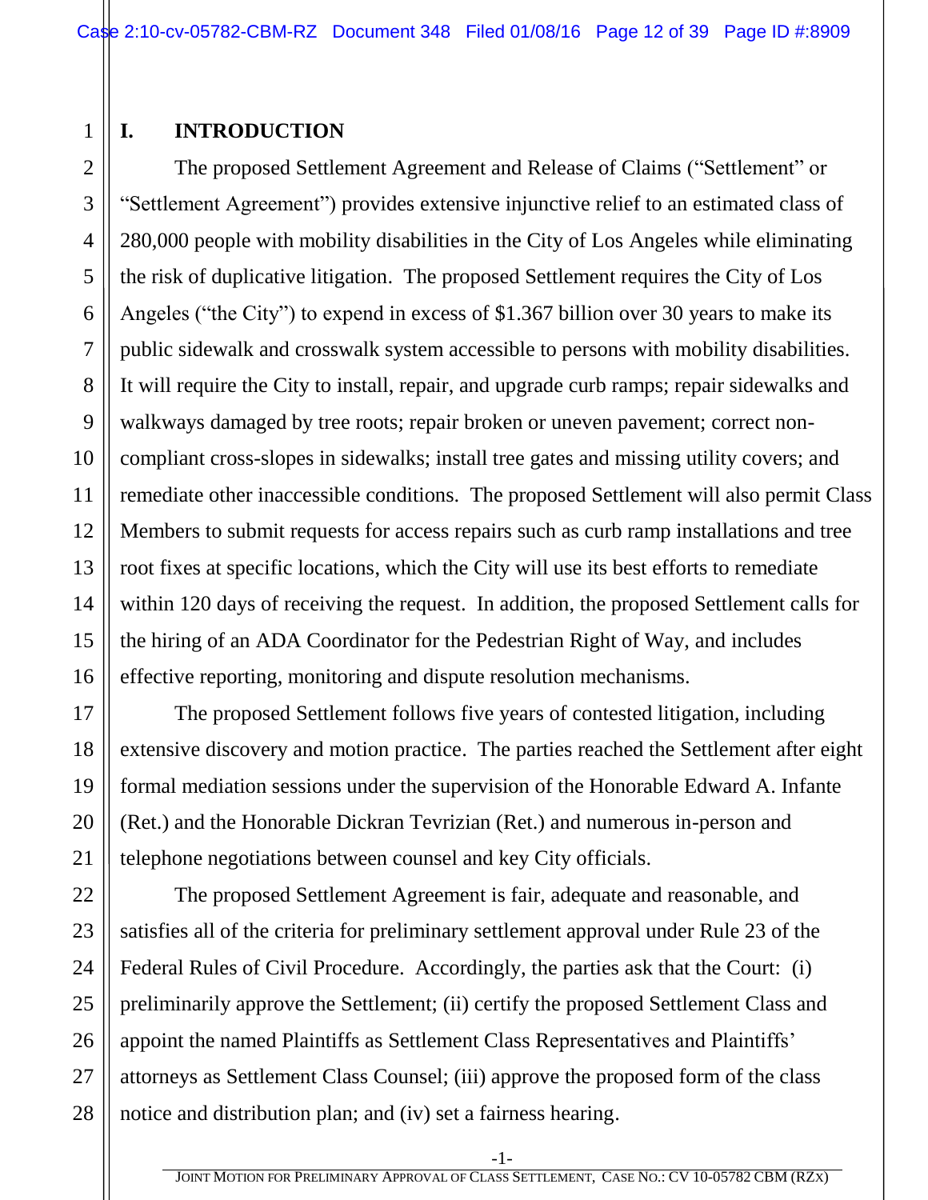# I. INTRODUCTION

The proposed Settlement Agreement and Release of Claims ("Settlement" or "Settlement Agreement") provides extensive injunctive relief to an estimated class of 280,000 people with mobility disabilities in the City of Los Angeles while eliminating the risk of duplicative litigation. The proposed Settlement requires the City of Los Angeles ("the City") to expend in excess of $1.367 billion over 30 years to make its public sidewalk and crosswalk system accessible to persons with mobility disabilities. It will require the City to install, repair, and upgrade curb ramps; repair sidewalks and walkways damaged by tree roots; repair broken or uneven pavement; correct non-compliant cross-slopes in sidewalks; install tree gates and missing utility covers; and remediate other inaccessible conditions. The proposed Settlement will also permit Class Members to submit requests for access repairs such as curb ramp installations and tree root fixes at specific locations, which the City will use its best efforts to remediate within 120 days of receiving the request. In addition, the proposed Settlement calls for the hiring of an ADA Coordinator for the Pedestrian Right of Way, and includes effective reporting, monitoring and dispute resolution mechanisms.

The proposed Settlement follows five years of contested litigation, including extensive discovery and motion practice. The parties reached the Settlement after eight formal mediation sessions under the supervision of the Honorable Edward A. Infante (Ret.) and the Honorable Dickran Tevrizian (Ret.) and numerous in-person and telephone negotiations between counsel and key City officials.

The proposed Settlement Agreement is fair, adequate and reasonable, and satisfies all of the criteria for preliminary settlement approval under Rule 23 of the Federal Rules of Civil Procedure. Accordingly, the parties ask that the Court: (i) preliminarily approve the Settlement; (ii) certify the proposed Settlement Class and appoint the named Plaintiffs as Settlement Class Representatives and Plaintiffs' attorneys as Settlement Class Counsel; (iii) approve the proposed form of the class notice and distribution plan; and (iv) set a fairness hearing.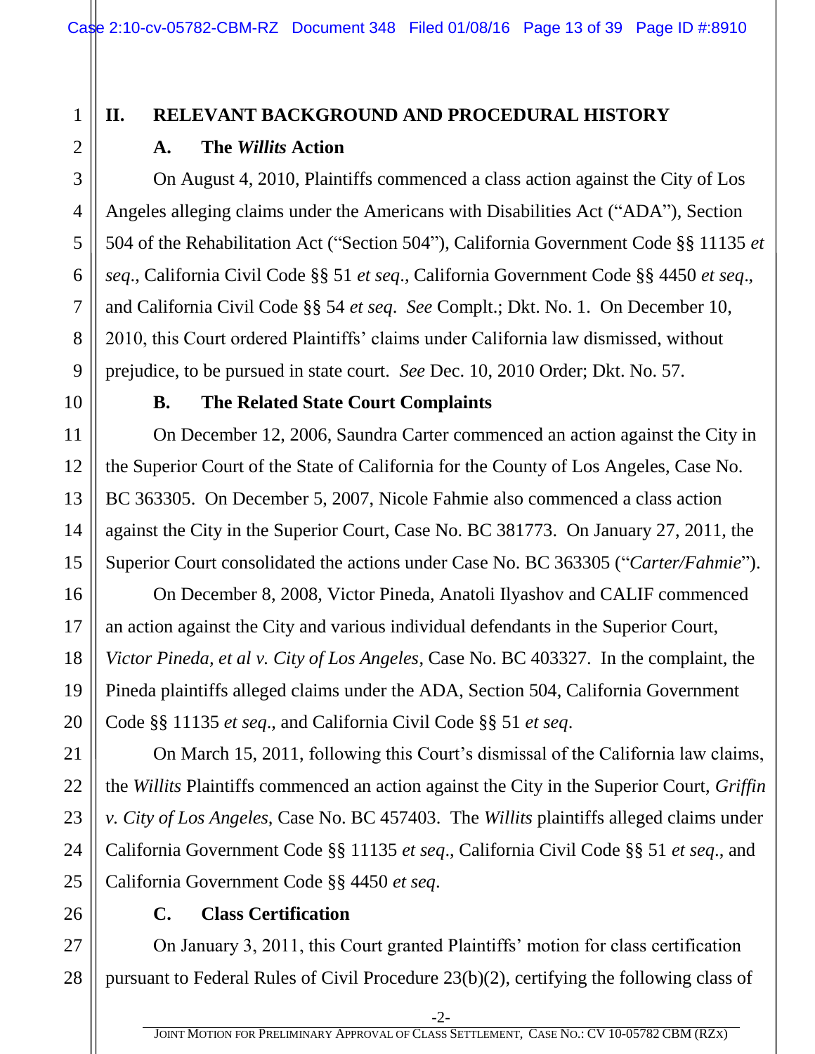## II. RELEVANT BACKGROUND AND PROCEDURAL HISTORY

### A. The *Willits* Action

On August 4, 2010, Plaintiffs commenced a class action against the City of Los Angeles alleging claims under the Americans with Disabilities Act ("ADA"), Section 504 of the Rehabilitation Act ("Section 504"), California Government Code §§ 11135 *et seq*., California Civil Code §§ 51 *et seq*., California Government Code §§ 4450 *et seq*., and California Civil Code §§ 54 *et seq*. *See* Complt.; Dkt. No. 1. On December 10, 2010, this Court ordered Plaintiffs' claims under California law dismissed, without prejudice, to be pursued in state court. *See* Dec. 10, 2010 Order; Dkt. No. 57.

### B. The Related State Court Complaints

On December 12, 2006, Saundra Carter commenced an action against the City in the Superior Court of the State of California for the County of Los Angeles, Case No. BC 363305. On December 5, 2007, Nicole Fahmie also commenced a class action against the City in the Superior Court, Case No. BC 381773. On January 27, 2011, the Superior Court consolidated the actions under Case No. BC 363305 ("*Carter/Fahmie*").

On December 8, 2008, Victor Pineda, Anatoli Ilyashov and CALIF commenced an action against the City and various individual defendants in the Superior Court, *Victor Pineda, et al v. City of Los Angeles*, Case No. BC 403327. In the complaint, the Pineda plaintiffs alleged claims under the ADA, Section 504, California Government Code §§ 11135 *et seq*., and California Civil Code §§ 51 *et seq*.

On March 15, 2011, following this Court's dismissal of the California law claims, the *Willits* Plaintiffs commenced an action against the City in the Superior Court, *Griffin v. City of Los Angeles*, Case No. BC 457403. The *Willits* plaintiffs alleged claims under California Government Code §§ 11135 *et seq*., California Civil Code §§ 51 *et seq*., and California Government Code §§ 4450 *et seq*.

### C. Class Certification

On January 3, 2011, this Court granted Plaintiffs' motion for class certification pursuant to Federal Rules of Civil Procedure 23(b)(2), certifying the following class of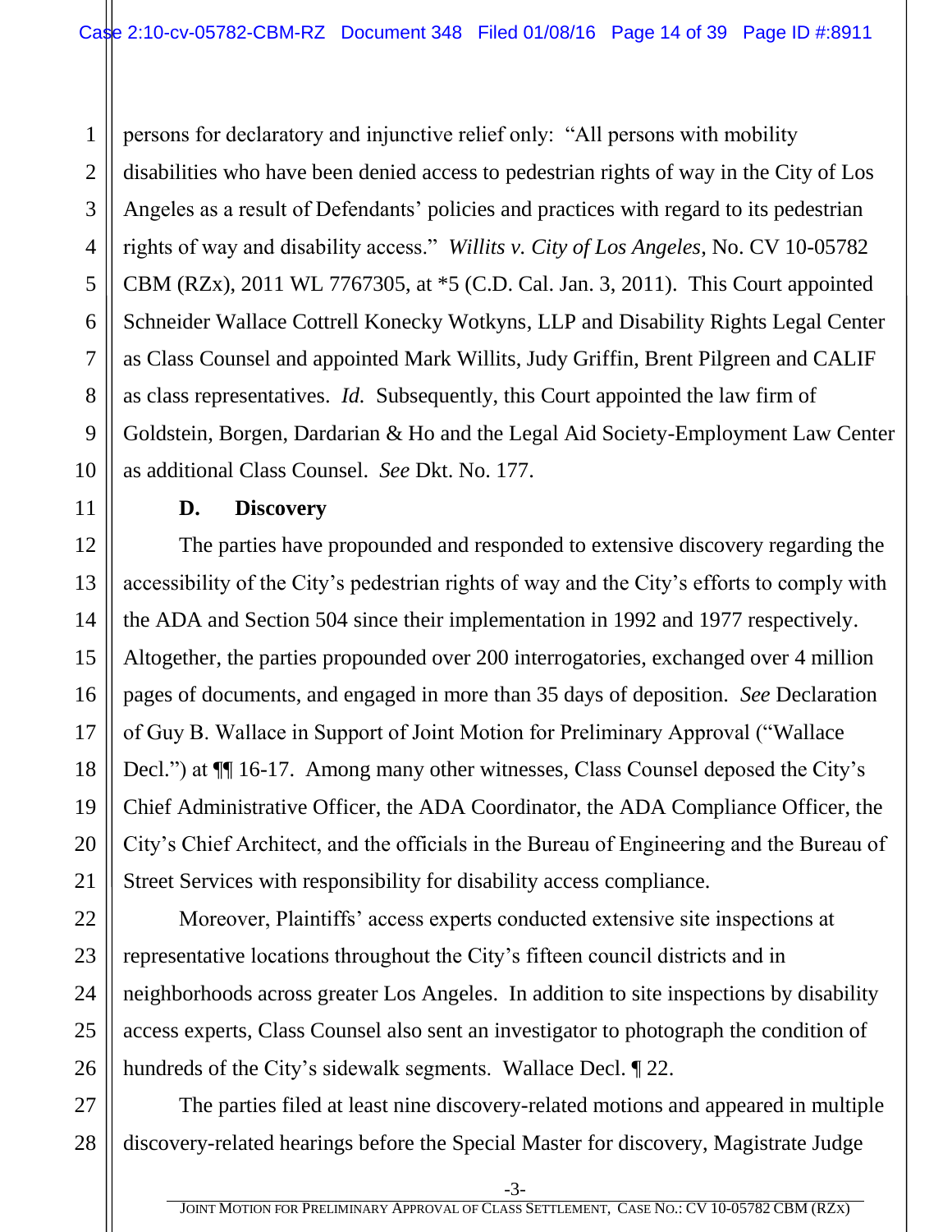persons for declaratory and injunctive relief only: "All persons with mobility disabilities who have been denied access to pedestrian rights of way in the City of Los Angeles as a result of Defendants' policies and practices with regard to its pedestrian rights of way and disability access." *Willits v. City of Los Angeles*, No. CV 10-05782 CBM (RZx), 2011 WL 7767305, at *5 (C.D. Cal. Jan. 3, 2011). This Court appointed Schneider Wallace Cottrell Konecky Wotkyns, LLP and Disability Rights Legal Center as Class Counsel and appointed Mark Willits, Judy Griffin, Brent Pilgreen and CALIF as class representatives. *Id.* Subsequently, this Court appointed the law firm of Goldstein, Borgen, Dardarian & Ho and the Legal Aid Society-Employment Law Center as additional Class Counsel. *See* Dkt. No. 177.

### D. Discovery

The parties have propounded and responded to extensive discovery regarding the accessibility of the City's pedestrian rights of way and the City's efforts to comply with the ADA and Section 504 since their implementation in 1992 and 1977 respectively. Altogether, the parties propounded over 200 interrogatories, exchanged over 4 million pages of documents, and engaged in more than 35 days of deposition. *See* Declaration of Guy B. Wallace in Support of Joint Motion for Preliminary Approval ("Wallace Decl.") at ¶¶ 16-17. Among many other witnesses, Class Counsel deposed the City's Chief Administrative Officer, the ADA Coordinator, the ADA Compliance Officer, the City's Chief Architect, and the officials in the Bureau of Engineering and the Bureau of Street Services with responsibility for disability access compliance.

Moreover, Plaintiffs' access experts conducted extensive site inspections at representative locations throughout the City's fifteen council districts and in neighborhoods across greater Los Angeles. In addition to site inspections by disability access experts, Class Counsel also sent an investigator to photograph the condition of hundreds of the City's sidewalk segments. Wallace Decl. ¶ 22.

The parties filed at least nine discovery-related motions and appeared in multiple discovery-related hearings before the Special Master for discovery, Magistrate Judge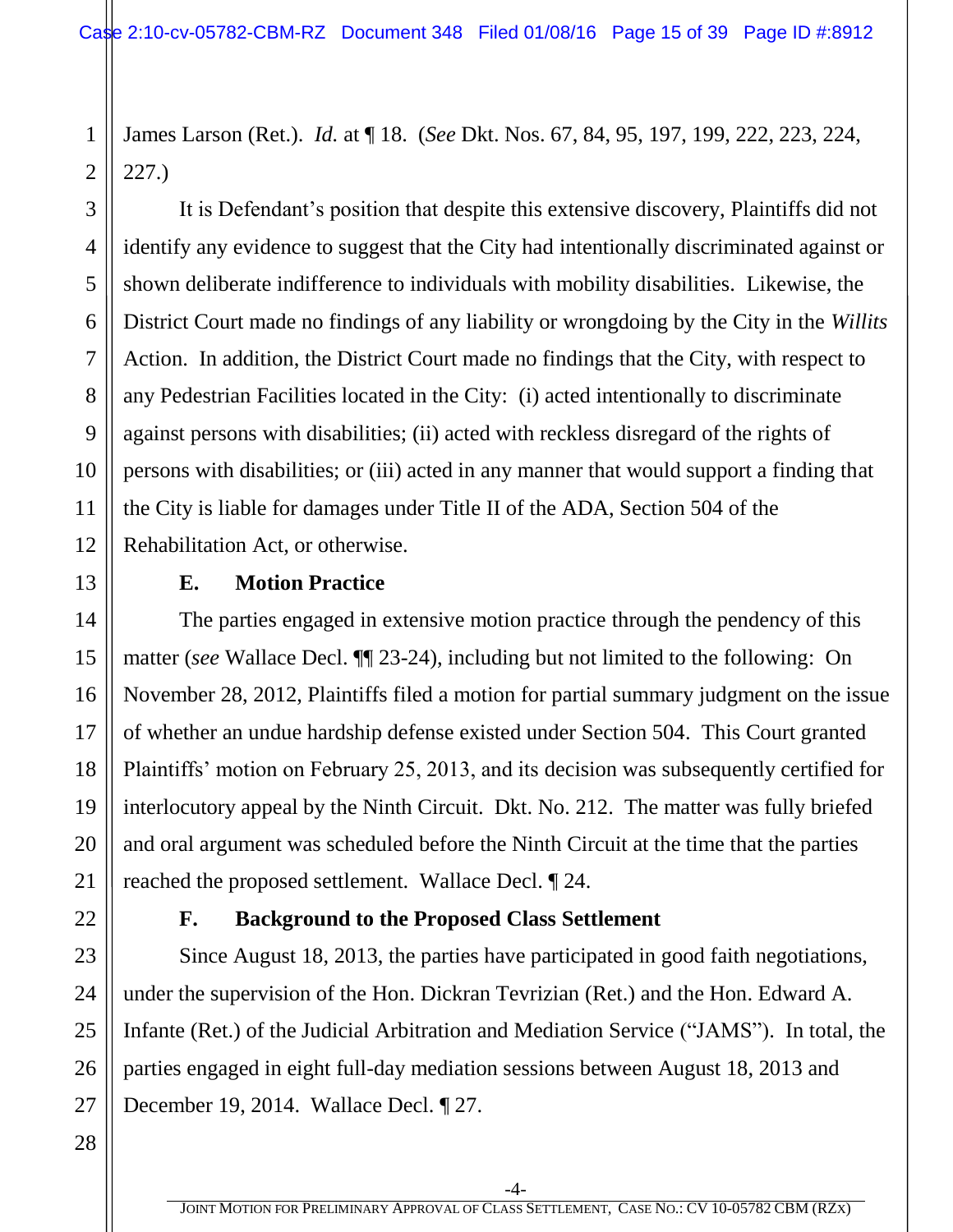James Larson (Ret.). *Id.* at ¶ 18. (*See* Dkt. Nos. 67, 84, 95, 197, 199, 222, 223, 224, 227.)

It is Defendant's position that despite this extensive discovery, Plaintiffs did not identify any evidence to suggest that the City had intentionally discriminated against or shown deliberate indifference to individuals with mobility disabilities. Likewise, the District Court made no findings of any liability or wrongdoing by the City in the *Willits* Action. In addition, the District Court made no findings that the City, with respect to any Pedestrian Facilities located in the City: (i) acted intentionally to discriminate against persons with disabilities; (ii) acted with reckless disregard of the rights of persons with disabilities; or (iii) acted in any manner that would support a finding that the City is liable for damages under Title II of the ADA, Section 504 of the Rehabilitation Act, or otherwise.

### E. Motion Practice

The parties engaged in extensive motion practice through the pendency of this matter (*see* Wallace Decl. ¶¶ 23-24), including but not limited to the following: On November 28, 2012, Plaintiffs filed a motion for partial summary judgment on the issue of whether an undue hardship defense existed under Section 504. This Court granted Plaintiffs' motion on February 25, 2013, and its decision was subsequently certified for interlocutory appeal by the Ninth Circuit. Dkt. No. 212. The matter was fully briefed and oral argument was scheduled before the Ninth Circuit at the time that the parties reached the proposed settlement. Wallace Decl. ¶ 24.

### F. Background to the Proposed Class Settlement

Since August 18, 2013, the parties have participated in good faith negotiations, under the supervision of the Hon. Dickran Tevrizian (Ret.) and the Hon. Edward A. Infante (Ret.) of the Judicial Arbitration and Mediation Service ("JAMS"). In total, the parties engaged in eight full-day mediation sessions between August 18, 2013 and December 19, 2014. Wallace Decl. ¶ 27.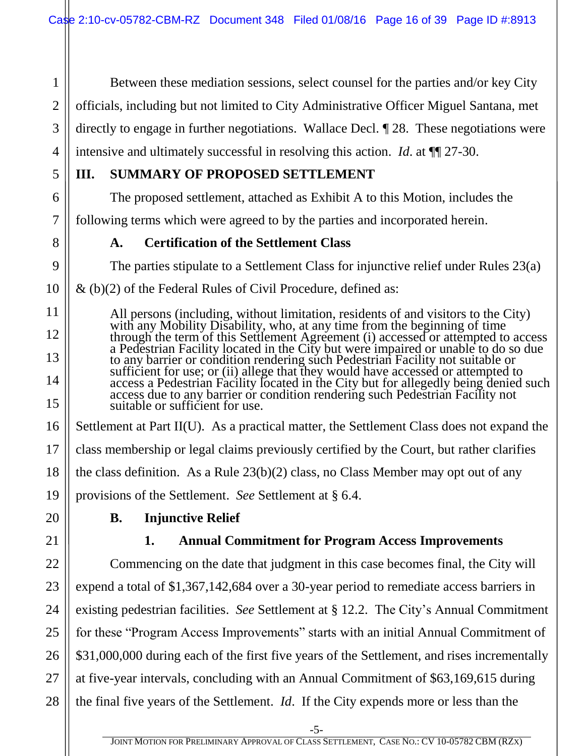Between these mediation sessions, select counsel for the parties and/or key City officials, including but not limited to City Administrative Officer Miguel Santana, met directly to engage in further negotiations. Wallace Decl. ¶ 28. These negotiations were intensive and ultimately successful in resolving this action. *Id*. at ¶¶ 27-30.

## III. SUMMARY OF PROPOSED SETTLEMENT

The proposed settlement, attached as Exhibit A to this Motion, includes the following terms which were agreed to by the parties and incorporated herein.

### A. Certification of the Settlement Class

The parties stipulate to a Settlement Class for injunctive relief under Rules 23(a) & (b)(2) of the Federal Rules of Civil Procedure, defined as:

> All persons (including, without limitation, residents of and visitors to the City) with any Mobility Disability, who, at any time from the beginning of time through the term of this Settlement Agreement (i) accessed or attempted to access a Pedestrian Facility located in the City but were impaired or unable to do so due to any barrier or condition rendering such Pedestrian Facility not suitable or sufficient for use; or (ii) allege that they would have accessed or attempted to access a Pedestrian Facility located in the City but for allegedly being denied such access due to any barrier or condition rendering such Pedestrian Facility not suitable or sufficient for use.

Settlement at Part II(U). As a practical matter, the Settlement Class does not expand the class membership or legal claims previously certified by the Court, but rather clarifies the class definition. As a Rule 23(b)(2) class, no Class Member may opt out of any provisions of the Settlement. *See* Settlement at § 6.4.

### B. Injunctive Relief

#### 1. Annual Commitment for Program Access Improvements

Commencing on the date that judgment in this case becomes final, the City will expend a total of $1,367,142,684 over a 30-year period to remediate access barriers in existing pedestrian facilities. *See* Settlement at § 12.2. The City's Annual Commitment for these "Program Access Improvements" starts with an initial Annual Commitment of $31,000,000 during each of the first five years of the Settlement, and rises incrementally at five-year intervals, concluding with an Annual Commitment of $63,169,615 during the final five years of the Settlement. *Id*. If the City expends more or less than the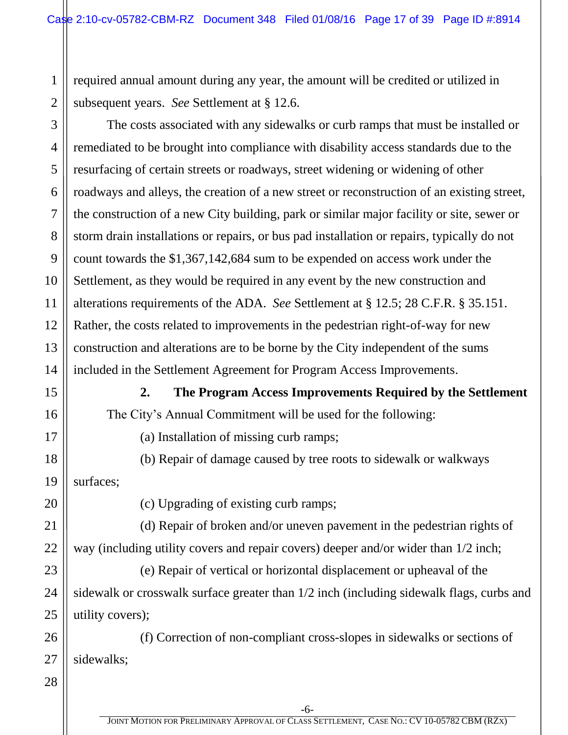required annual amount during any year, the amount will be credited or utilized in subsequent years. *See* Settlement at § 12.6.

The costs associated with any sidewalks or curb ramps that must be installed or remediated to be brought into compliance with disability access standards due to the resurfacing of certain streets or roadways, street widening or widening of other roadways and alleys, the creation of a new street or reconstruction of an existing street, the construction of a new City building, park or similar major facility or site, sewer or storm drain installations or repairs, or bus pad installation or repairs, typically do not count towards the $1,367,142,684 sum to be expended on access work under the Settlement, as they would be required in any event by the new construction and alterations requirements of the ADA. *See* Settlement at § 12.5; 28 C.F.R. § 35.151. Rather, the costs related to improvements in the pedestrian right-of-way for new construction and alterations are to be borne by the City independent of the sums included in the Settlement Agreement for Program Access Improvements.

### 2. The Program Access Improvements Required by the Settlement

The City's Annual Commitment will be used for the following:

(a) Installation of missing curb ramps;

(b) Repair of damage caused by tree roots to sidewalk or walkways surfaces;

(c) Upgrading of existing curb ramps;

(d) Repair of broken and/or uneven pavement in the pedestrian rights of way (including utility covers and repair covers) deeper and/or wider than 1/2 inch;

(e) Repair of vertical or horizontal displacement or upheaval of the sidewalk or crosswalk surface greater than 1/2 inch (including sidewalk flags, curbs and utility covers);

(f) Correction of non-compliant cross-slopes in sidewalks or sections of sidewalks;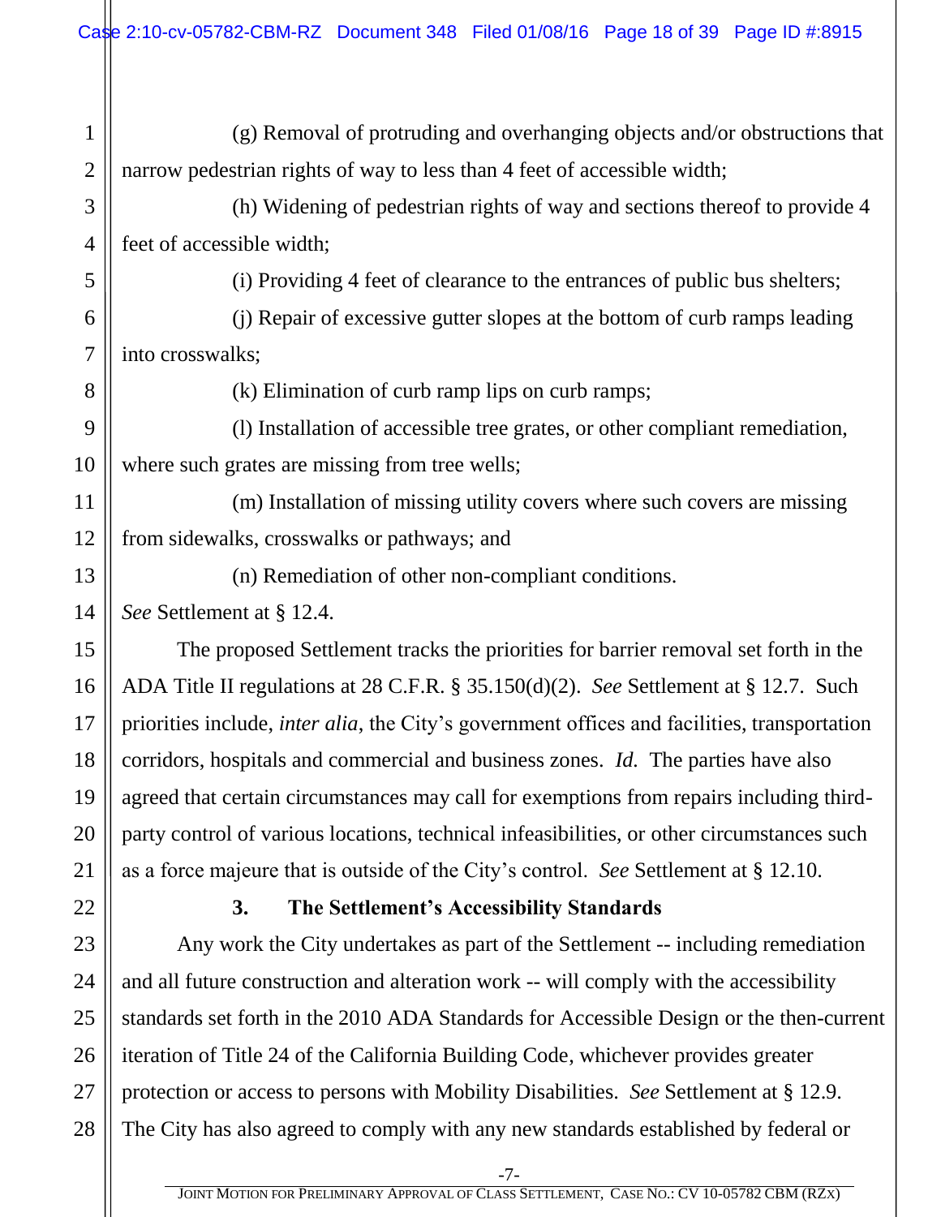(g) Removal of protruding and overhanging objects and/or obstructions that narrow pedestrian rights of way to less than 4 feet of accessible width;

(h) Widening of pedestrian rights of way and sections thereof to provide 4 feet of accessible width;

(i) Providing 4 feet of clearance to the entrances of public bus shelters;

(j) Repair of excessive gutter slopes at the bottom of curb ramps leading into crosswalks;

(k) Elimination of curb ramp lips on curb ramps;

(l) Installation of accessible tree grates, or other compliant remediation, where such grates are missing from tree wells;

(m) Installation of missing utility covers where such covers are missing from sidewalks, crosswalks or pathways; and

(n) Remediation of other non-compliant conditions.

*See* Settlement at § 12.4.

The proposed Settlement tracks the priorities for barrier removal set forth in the ADA Title II regulations at 28 C.F.R. § 35.150(d)(2). *See* Settlement at § 12.7. Such priorities include, *inter alia*, the City's government offices and facilities, transportation corridors, hospitals and commercial and business zones. *Id.* The parties have also agreed that certain circumstances may call for exemptions from repairs including third-party control of various locations, technical infeasibilities, or other circumstances such as a force majeure that is outside of the City's control. *See* Settlement at § 12.10.

### 3. The Settlement's Accessibility Standards

Any work the City undertakes as part of the Settlement -- including remediation and all future construction and alteration work -- will comply with the accessibility standards set forth in the 2010 ADA Standards for Accessible Design or the then-current iteration of Title 24 of the California Building Code, whichever provides greater protection or access to persons with Mobility Disabilities. *See* Settlement at § 12.9. The City has also agreed to comply with any new standards established by federal or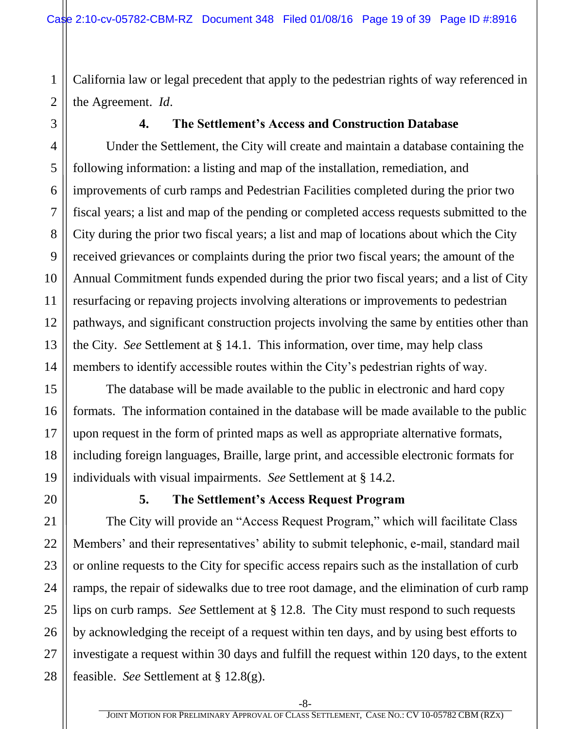California law or legal precedent that apply to the pedestrian rights of way referenced in the Agreement. *Id*.

### 4. The Settlement's Access and Construction Database

Under the Settlement, the City will create and maintain a database containing the following information: a listing and map of the installation, remediation, and improvements of curb ramps and Pedestrian Facilities completed during the prior two fiscal years; a list and map of the pending or completed access requests submitted to the City during the prior two fiscal years; a list and map of locations about which the City received grievances or complaints during the prior two fiscal years; the amount of the Annual Commitment funds expended during the prior two fiscal years; and a list of City resurfacing or repaving projects involving alterations or improvements to pedestrian pathways, and significant construction projects involving the same by entities other than the City. *See* Settlement at § 14.1. This information, over time, may help class members to identify accessible routes within the City's pedestrian rights of way.

The database will be made available to the public in electronic and hard copy formats. The information contained in the database will be made available to the public upon request in the form of printed maps as well as appropriate alternative formats, including foreign languages, Braille, large print, and accessible electronic formats for individuals with visual impairments. *See* Settlement at § 14.2.

### 5. The Settlement's Access Request Program

The City will provide an "Access Request Program," which will facilitate Class Members' and their representatives' ability to submit telephonic, e-mail, standard mail or online requests to the City for specific access repairs such as the installation of curb ramps, the repair of sidewalks due to tree root damage, and the elimination of curb ramp lips on curb ramps. *See* Settlement at § 12.8. The City must respond to such requests by acknowledging the receipt of a request within ten days, and by using best efforts to investigate a request within 30 days and fulfill the request within 120 days, to the extent feasible. *See* Settlement at § 12.8(g).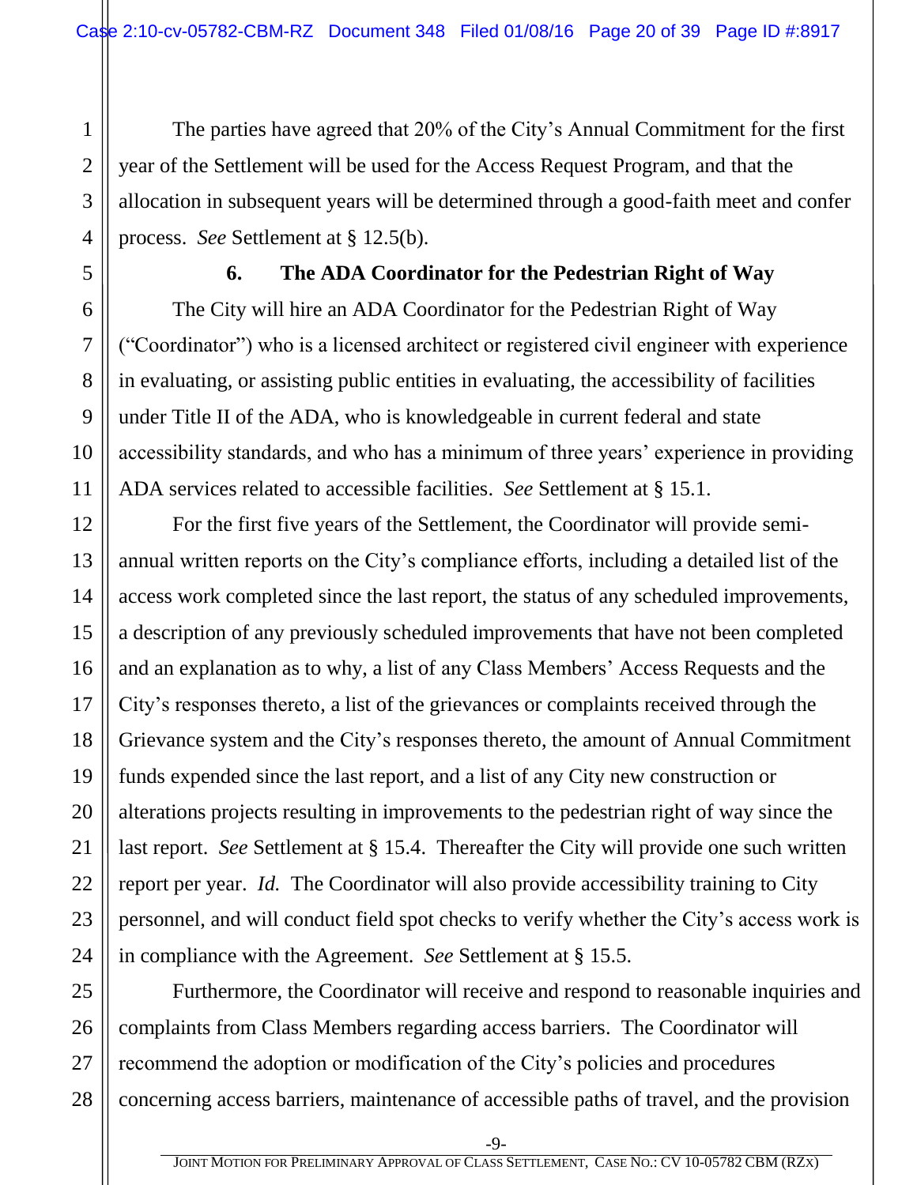The parties have agreed that 20% of the City's Annual Commitment for the first year of the Settlement will be used for the Access Request Program, and that the allocation in subsequent years will be determined through a good-faith meet and confer process. *See* Settlement at § 12.5(b).

### 6. The ADA Coordinator for the Pedestrian Right of Way

The City will hire an ADA Coordinator for the Pedestrian Right of Way ("Coordinator") who is a licensed architect or registered civil engineer with experience in evaluating, or assisting public entities in evaluating, the accessibility of facilities under Title II of the ADA, who is knowledgeable in current federal and state accessibility standards, and who has a minimum of three years' experience in providing ADA services related to accessible facilities. *See* Settlement at § 15.1.

For the first five years of the Settlement, the Coordinator will provide semi-annual written reports on the City's compliance efforts, including a detailed list of the access work completed since the last report, the status of any scheduled improvements, a description of any previously scheduled improvements that have not been completed and an explanation as to why, a list of any Class Members' Access Requests and the City's responses thereto, a list of the grievances or complaints received through the Grievance system and the City's responses thereto, the amount of Annual Commitment funds expended since the last report, and a list of any City new construction or alterations projects resulting in improvements to the pedestrian right of way since the last report. *See* Settlement at § 15.4. Thereafter the City will provide one such written report per year. *Id.* The Coordinator will also provide accessibility training to City personnel, and will conduct field spot checks to verify whether the City's access work is in compliance with the Agreement. *See* Settlement at § 15.5.

Furthermore, the Coordinator will receive and respond to reasonable inquiries and complaints from Class Members regarding access barriers. The Coordinator will recommend the adoption or modification of the City's policies and procedures concerning access barriers, maintenance of accessible paths of travel, and the provision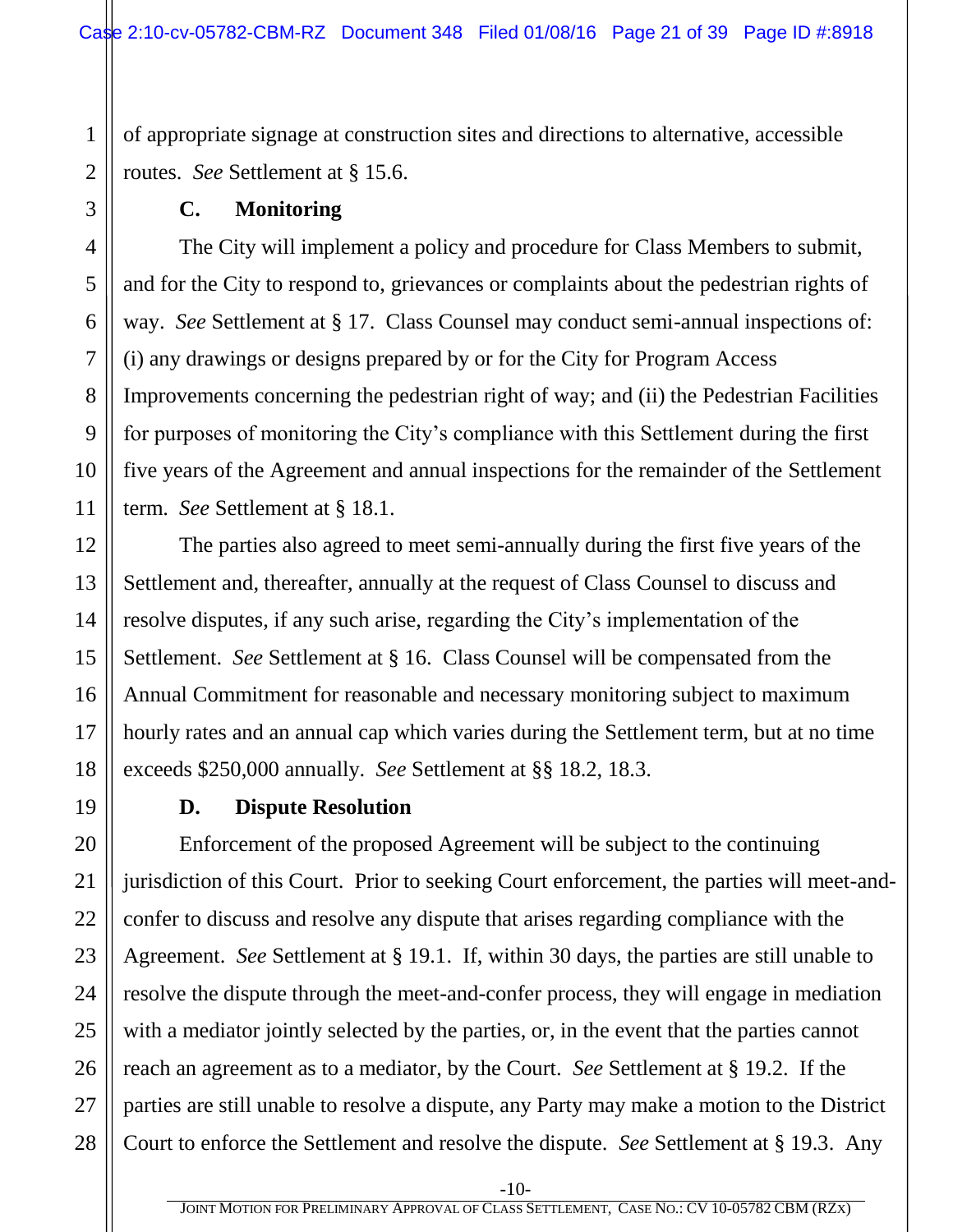of appropriate signage at construction sites and directions to alternative, accessible routes. *See* Settlement at § 15.6.

### C. Monitoring

The City will implement a policy and procedure for Class Members to submit, and for the City to respond to, grievances or complaints about the pedestrian rights of way. *See* Settlement at § 17. Class Counsel may conduct semi-annual inspections of: (i) any drawings or designs prepared by or for the City for Program Access Improvements concerning the pedestrian right of way; and (ii) the Pedestrian Facilities for purposes of monitoring the City's compliance with this Settlement during the first five years of the Agreement and annual inspections for the remainder of the Settlement term. *See* Settlement at § 18.1.

The parties also agreed to meet semi-annually during the first five years of the Settlement and, thereafter, annually at the request of Class Counsel to discuss and resolve disputes, if any such arise, regarding the City's implementation of the Settlement. *See* Settlement at § 16. Class Counsel will be compensated from the Annual Commitment for reasonable and necessary monitoring subject to maximum hourly rates and an annual cap which varies during the Settlement term, but at no time exceeds $250,000 annually. *See* Settlement at §§ 18.2, 18.3.

### D. Dispute Resolution

Enforcement of the proposed Agreement will be subject to the continuing jurisdiction of this Court. Prior to seeking Court enforcement, the parties will meet-and-confer to discuss and resolve any dispute that arises regarding compliance with the Agreement. *See* Settlement at § 19.1. If, within 30 days, the parties are still unable to resolve the dispute through the meet-and-confer process, they will engage in mediation with a mediator jointly selected by the parties, or, in the event that the parties cannot reach an agreement as to a mediator, by the Court. *See* Settlement at § 19.2. If the parties are still unable to resolve a dispute, any Party may make a motion to the District Court to enforce the Settlement and resolve the dispute. *See* Settlement at § 19.3. Any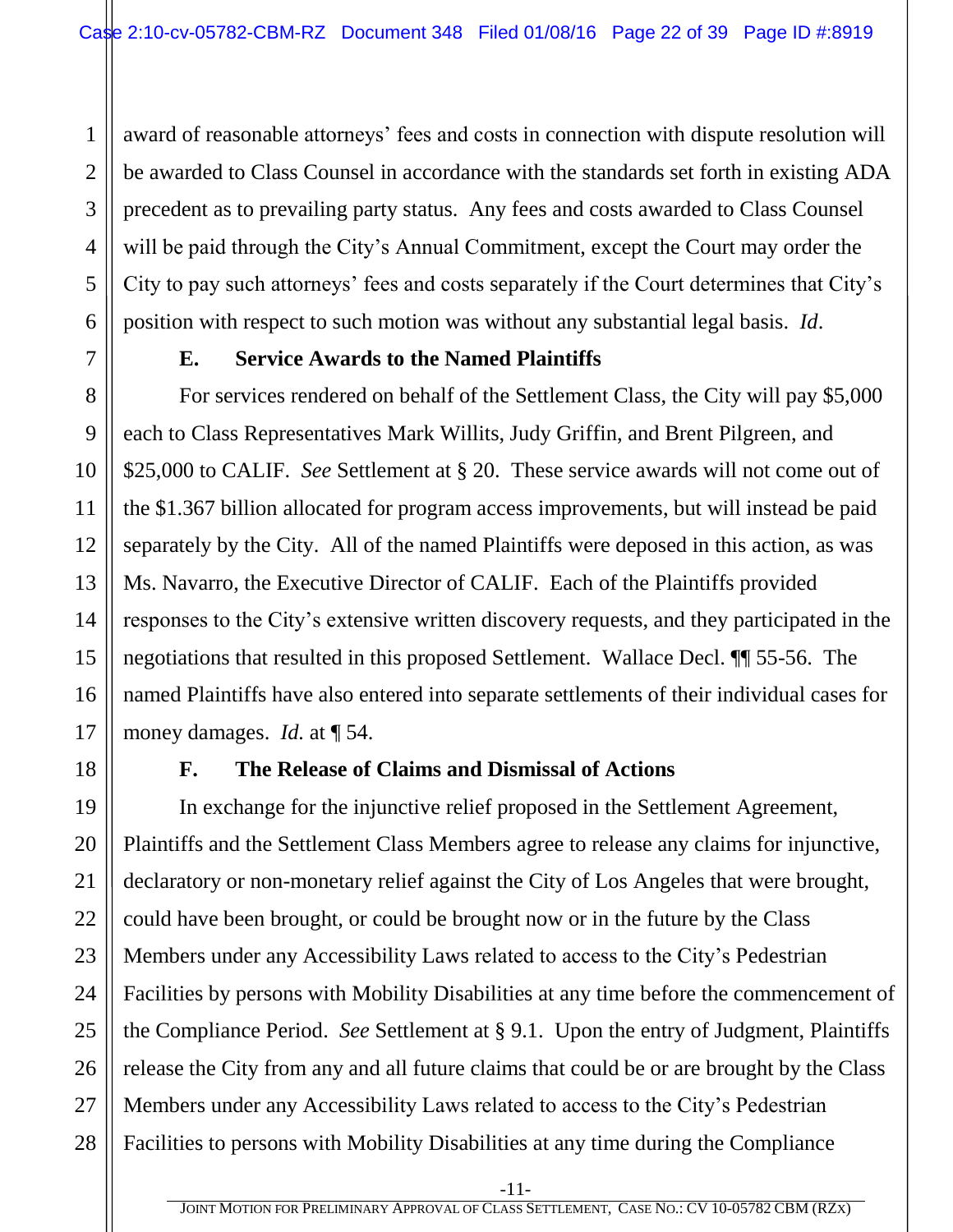award of reasonable attorneys' fees and costs in connection with dispute resolution will be awarded to Class Counsel in accordance with the standards set forth in existing ADA precedent as to prevailing party status. Any fees and costs awarded to Class Counsel will be paid through the City's Annual Commitment, except the Court may order the City to pay such attorneys' fees and costs separately if the Court determines that City's position with respect to such motion was without any substantial legal basis. *Id*.

### E. Service Awards to the Named Plaintiffs

For services rendered on behalf of the Settlement Class, the City will pay $5,000 each to Class Representatives Mark Willits, Judy Griffin, and Brent Pilgreen, and $25,000 to CALIF. *See* Settlement at § 20. These service awards will not come out of the $1.367 billion allocated for program access improvements, but will instead be paid separately by the City. All of the named Plaintiffs were deposed in this action, as was Ms. Navarro, the Executive Director of CALIF. Each of the Plaintiffs provided responses to the City's extensive written discovery requests, and they participated in the negotiations that resulted in this proposed Settlement. Wallace Decl. ¶¶ 55-56. The named Plaintiffs have also entered into separate settlements of their individual cases for money damages. *Id.* at ¶ 54.

### F. The Release of Claims and Dismissal of Actions

In exchange for the injunctive relief proposed in the Settlement Agreement, Plaintiffs and the Settlement Class Members agree to release any claims for injunctive, declaratory or non-monetary relief against the City of Los Angeles that were brought, could have been brought, or could be brought now or in the future by the Class Members under any Accessibility Laws related to access to the City's Pedestrian Facilities by persons with Mobility Disabilities at any time before the commencement of the Compliance Period. *See* Settlement at § 9.1. Upon the entry of Judgment, Plaintiffs release the City from any and all future claims that could be or are brought by the Class Members under any Accessibility Laws related to access to the City's Pedestrian Facilities to persons with Mobility Disabilities at any time during the Compliance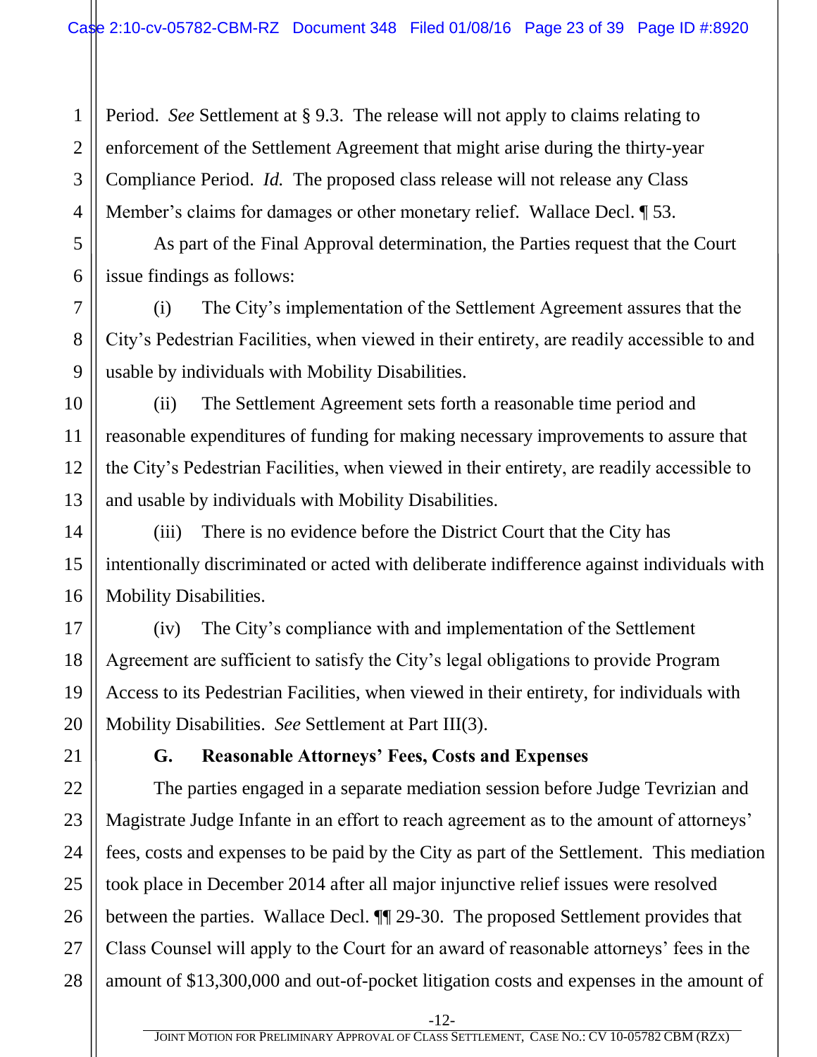Period. *See* Settlement at § 9.3. The release will not apply to claims relating to enforcement of the Settlement Agreement that might arise during the thirty-year Compliance Period. *Id.* The proposed class release will not release any Class Member's claims for damages or other monetary relief. Wallace Decl. ¶ 53.

As part of the Final Approval determination, the Parties request that the Court issue findings as follows:

(i) The City's implementation of the Settlement Agreement assures that the City's Pedestrian Facilities, when viewed in their entirety, are readily accessible to and usable by individuals with Mobility Disabilities.

(ii) The Settlement Agreement sets forth a reasonable time period and reasonable expenditures of funding for making necessary improvements to assure that the City's Pedestrian Facilities, when viewed in their entirety, are readily accessible to and usable by individuals with Mobility Disabilities.

(iii) There is no evidence before the District Court that the City has intentionally discriminated or acted with deliberate indifference against individuals with Mobility Disabilities.

(iv) The City's compliance with and implementation of the Settlement Agreement are sufficient to satisfy the City's legal obligations to provide Program Access to its Pedestrian Facilities, when viewed in their entirety, for individuals with Mobility Disabilities. *See* Settlement at Part III(3).

### G. Reasonable Attorneys' Fees, Costs and Expenses

The parties engaged in a separate mediation session before Judge Tevrizian and Magistrate Judge Infante in an effort to reach agreement as to the amount of attorneys' fees, costs and expenses to be paid by the City as part of the Settlement. This mediation took place in December 2014 after all major injunctive relief issues were resolved between the parties. Wallace Decl. ¶¶ 29-30. The proposed Settlement provides that Class Counsel will apply to the Court for an award of reasonable attorneys' fees in the amount of $13,300,000 and out-of-pocket litigation costs and expenses in the amount of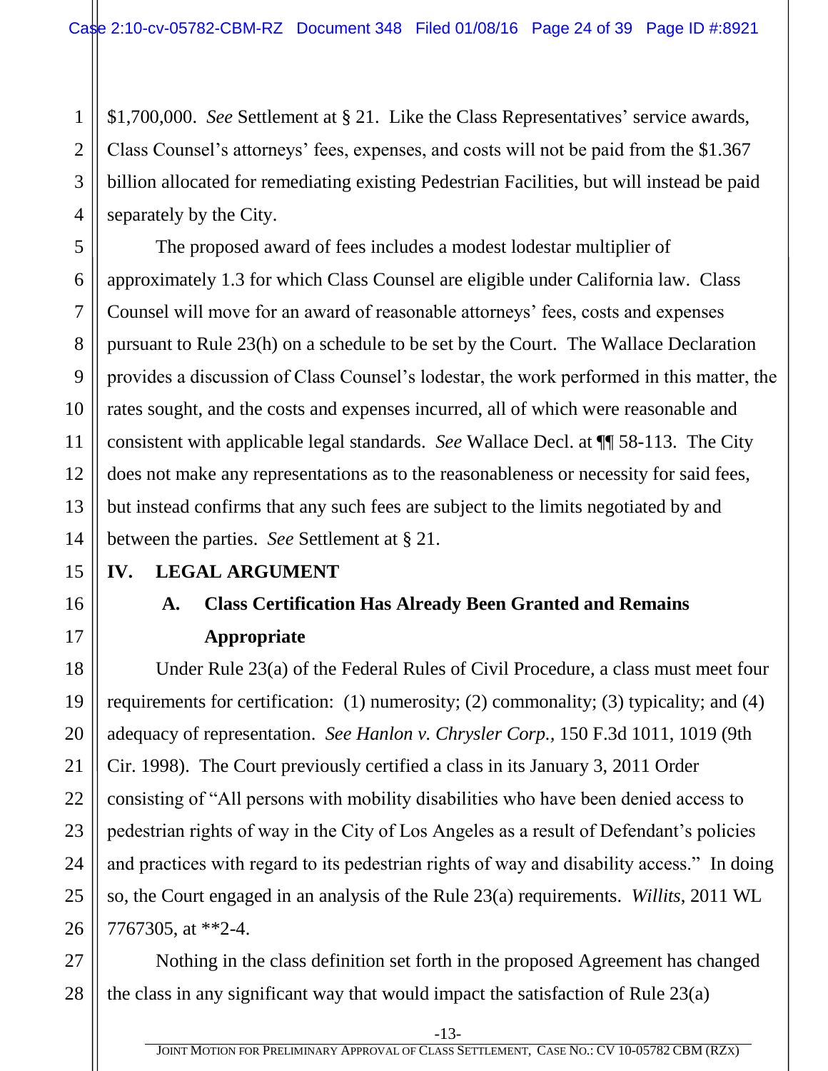$1,700,000. *See* Settlement at § 21. Like the Class Representatives' service awards, Class Counsel's attorneys' fees, expenses, and costs will not be paid from the $1.367 billion allocated for remediating existing Pedestrian Facilities, but will instead be paid separately by the City.

The proposed award of fees includes a modest lodestar multiplier of approximately 1.3 for which Class Counsel are eligible under California law. Class Counsel will move for an award of reasonable attorneys' fees, costs and expenses pursuant to Rule 23(h) on a schedule to be set by the Court. The Wallace Declaration provides a discussion of Class Counsel's lodestar, the work performed in this matter, the rates sought, and the costs and expenses incurred, all of which were reasonable and consistent with applicable legal standards. *See* Wallace Decl. at ¶¶ 58-113. The City does not make any representations as to the reasonableness or necessity for said fees, but instead confirms that any such fees are subject to the limits negotiated by and between the parties. *See* Settlement at § 21.

## IV. LEGAL ARGUMENT

### A. Class Certification Has Already Been Granted and Remains Appropriate

Under Rule 23(a) of the Federal Rules of Civil Procedure, a class must meet four requirements for certification: (1) numerosity; (2) commonality; (3) typicality; and (4) adequacy of representation. *See Hanlon v. Chrysler Corp.*, 150 F.3d 1011, 1019 (9th Cir. 1998). The Court previously certified a class in its January 3, 2011 Order consisting of "All persons with mobility disabilities who have been denied access to pedestrian rights of way in the City of Los Angeles as a result of Defendant's policies and practices with regard to its pedestrian rights of way and disability access." In doing so, the Court engaged in an analysis of the Rule 23(a) requirements. *Willits*, 2011 WL 7767305, at **2-4.

Nothing in the class definition set forth in the proposed Agreement has changed the class in any significant way that would impact the satisfaction of Rule 23(a)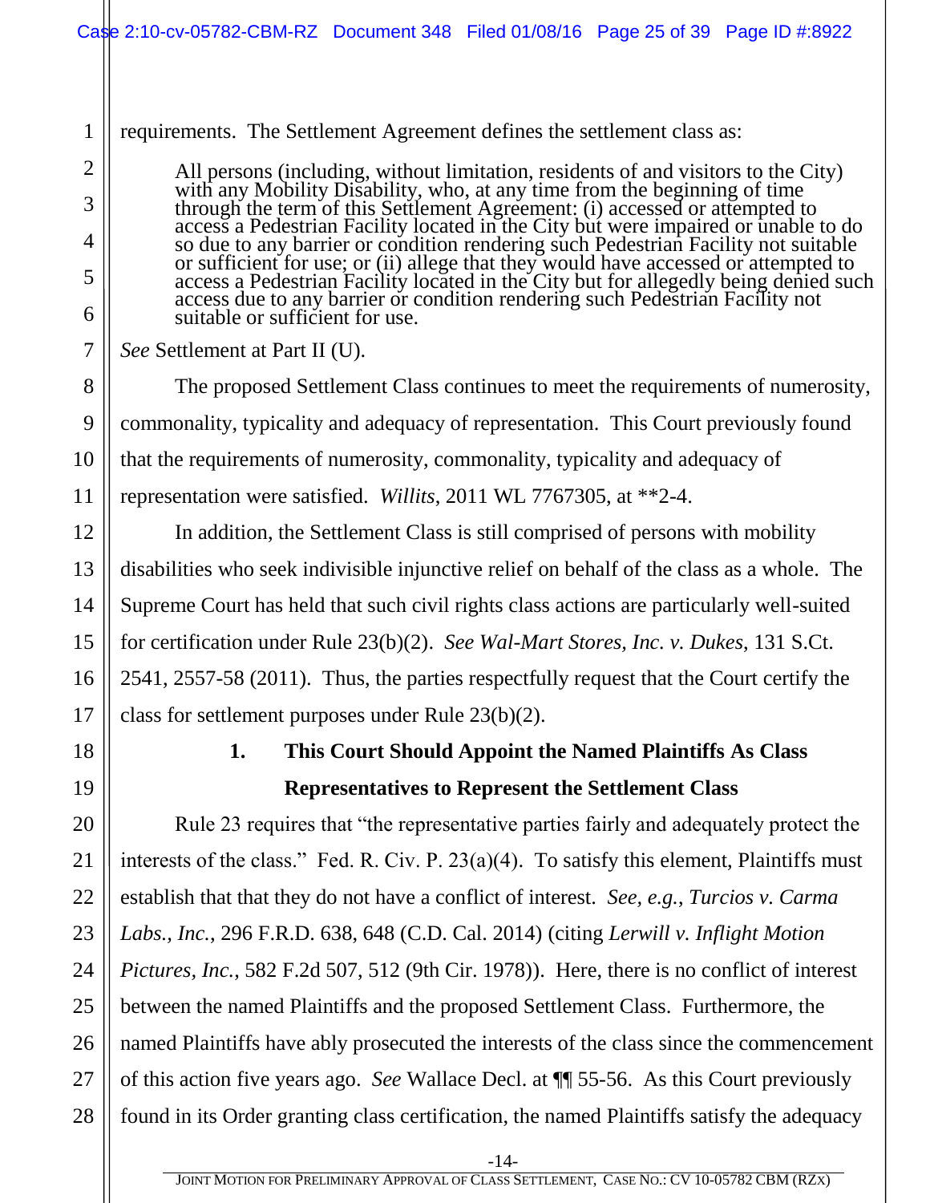requirements. The Settlement Agreement defines the settlement class as:

> All persons (including, without limitation, residents of and visitors to the City) with any Mobility Disability, who, at any time from the beginning of time through the term of this Settlement Agreement: (i) accessed or attempted to access a Pedestrian Facility located in the City but were impaired or unable to do so due to any barrier or condition rendering such Pedestrian Facility not suitable or sufficient for use; or (ii) allege that they would have accessed or attempted to access a Pedestrian Facility located in the City but for allegedly being denied such access due to any barrier or condition rendering such Pedestrian Facility not suitable or sufficient for use.

*See* Settlement at Part II (U).

The proposed Settlement Class continues to meet the requirements of numerosity, commonality, typicality and adequacy of representation. This Court previously found that the requirements of numerosity, commonality, typicality and adequacy of representation were satisfied. *Willits*, 2011 WL 7767305, at **2-4.

In addition, the Settlement Class is still comprised of persons with mobility disabilities who seek indivisible injunctive relief on behalf of the class as a whole. The Supreme Court has held that such civil rights class actions are particularly well-suited for certification under Rule 23(b)(2). *See Wal-Mart Stores, Inc. v. Dukes*, 131 S.Ct. 2541, 2557-58 (2011). Thus, the parties respectfully request that the Court certify the class for settlement purposes under Rule 23(b)(2).

### 1. This Court Should Appoint the Named Plaintiffs As Class Representatives to Represent the Settlement Class

Rule 23 requires that "the representative parties fairly and adequately protect the interests of the class." Fed. R. Civ. P. 23(a)(4). To satisfy this element, Plaintiffs must establish that that they do not have a conflict of interest. *See, e.g., Turcios v. Carma Labs., Inc.*, 296 F.R.D. 638, 648 (C.D. Cal. 2014) (citing *Lerwill v. Inflight Motion Pictures, Inc.*, 582 F.2d 507, 512 (9th Cir. 1978)). Here, there is no conflict of interest between the named Plaintiffs and the proposed Settlement Class. Furthermore, the named Plaintiffs have ably prosecuted the interests of the class since the commencement of this action five years ago. *See* Wallace Decl. at ¶¶ 55-56. As this Court previously found in its Order granting class certification, the named Plaintiffs satisfy the adequacy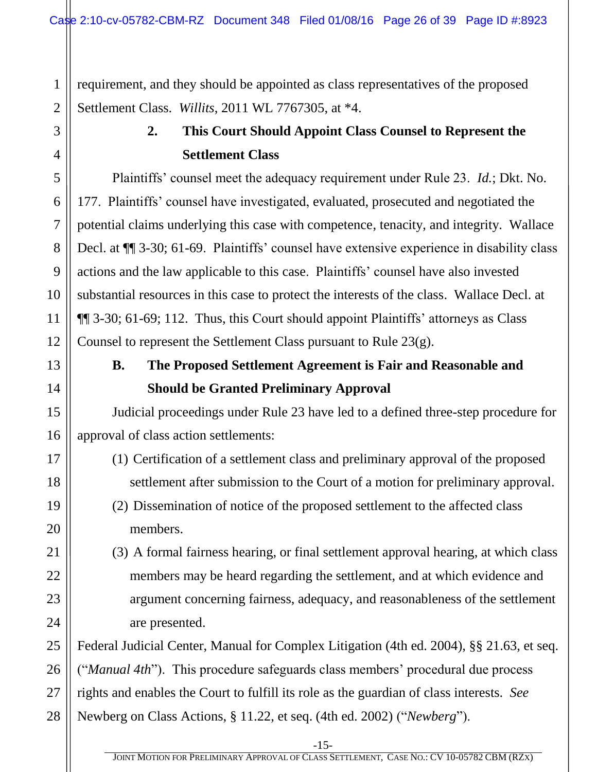requirement, and they should be appointed as class representatives of the proposed Settlement Class. *Willits*, 2011 WL 7767305, at *4.

### 2. This Court Should Appoint Class Counsel to Represent the Settlement Class

Plaintiffs' counsel meet the adequacy requirement under Rule 23. *Id.*; Dkt. No. 177. Plaintiffs' counsel have investigated, evaluated, prosecuted and negotiated the potential claims underlying this case with competence, tenacity, and integrity. Wallace Decl. at ¶¶ 3-30; 61-69. Plaintiffs' counsel have extensive experience in disability class actions and the law applicable to this case. Plaintiffs' counsel have also invested substantial resources in this case to protect the interests of the class. Wallace Decl. at ¶¶ 3-30; 61-69; 112. Thus, this Court should appoint Plaintiffs' attorneys as Class Counsel to represent the Settlement Class pursuant to Rule 23(g).

## B. The Proposed Settlement Agreement is Fair and Reasonable and Should be Granted Preliminary Approval

Judicial proceedings under Rule 23 have led to a defined three-step procedure for approval of class action settlements:

(1) Certification of a settlement class and preliminary approval of the proposed settlement after submission to the Court of a motion for preliminary approval.

(2) Dissemination of notice of the proposed settlement to the affected class members.

(3) A formal fairness hearing, or final settlement approval hearing, at which class members may be heard regarding the settlement, and at which evidence and argument concerning fairness, adequacy, and reasonableness of the settlement are presented.

Federal Judicial Center, Manual for Complex Litigation (4th ed. 2004), §§ 21.63, et seq. ("*Manual 4th*"). This procedure safeguards class members' procedural due process rights and enables the Court to fulfill its role as the guardian of class interests. *See* Newberg on Class Actions, § 11.22, et seq. (4th ed. 2002) ("*Newberg*").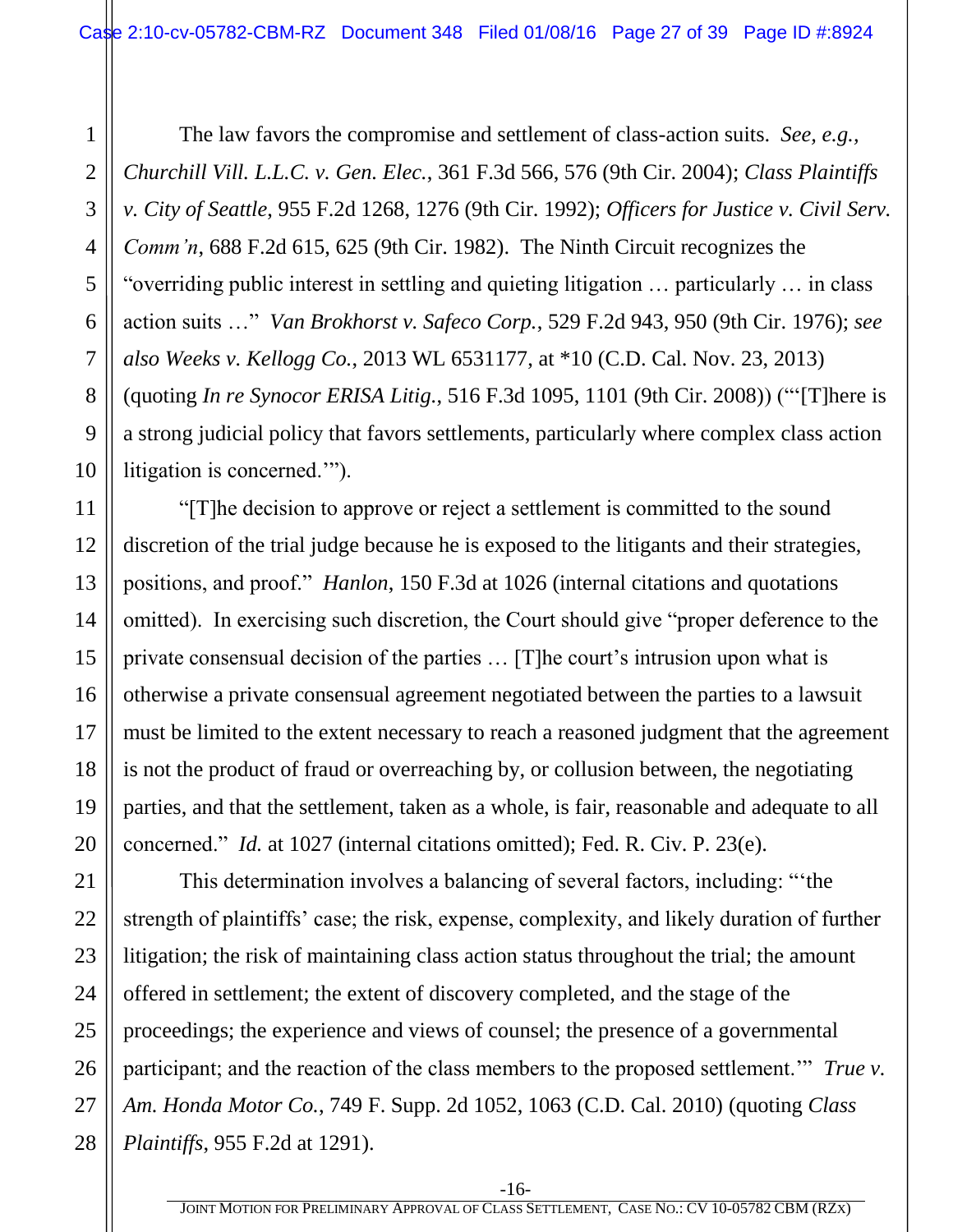The law favors the compromise and settlement of class-action suits. *See, e.g., Churchill Vill. L.L.C. v. Gen. Elec.*, 361 F.3d 566, 576 (9th Cir. 2004); *Class Plaintiffs v. City of Seattle*, 955 F.2d 1268, 1276 (9th Cir. 1992); *Officers for Justice v. Civil Serv. Comm'n*, 688 F.2d 615, 625 (9th Cir. 1982). The Ninth Circuit recognizes the "overriding public interest in settling and quieting litigation … particularly … in class action suits …" *Van Brokhorst v. Safeco Corp.*, 529 F.2d 943, 950 (9th Cir. 1976); *see also Weeks v. Kellogg Co.*, 2013 WL 6531177, at *10 (C.D. Cal. Nov. 23, 2013) (quoting *In re Synocor ERISA Litig.*, 516 F.3d 1095, 1101 (9th Cir. 2008)) ("'[T]here is a strong judicial policy that favors settlements, particularly where complex class action litigation is concerned.'").

"[T]he decision to approve or reject a settlement is committed to the sound discretion of the trial judge because he is exposed to the litigants and their strategies, positions, and proof." *Hanlon*, 150 F.3d at 1026 (internal citations and quotations omitted). In exercising such discretion, the Court should give "proper deference to the private consensual decision of the parties … [T]he court's intrusion upon what is otherwise a private consensual agreement negotiated between the parties to a lawsuit must be limited to the extent necessary to reach a reasoned judgment that the agreement is not the product of fraud or overreaching by, or collusion between, the negotiating parties, and that the settlement, taken as a whole, is fair, reasonable and adequate to all concerned." *Id.* at 1027 (internal citations omitted); Fed. R. Civ. P. 23(e).

This determination involves a balancing of several factors, including: "'the strength of plaintiffs' case; the risk, expense, complexity, and likely duration of further litigation; the risk of maintaining class action status throughout the trial; the amount offered in settlement; the extent of discovery completed, and the stage of the proceedings; the experience and views of counsel; the presence of a governmental participant; and the reaction of the class members to the proposed settlement.'" *True v. Am. Honda Motor Co.*, 749 F. Supp. 2d 1052, 1063 (C.D. Cal. 2010) (quoting *Class Plaintiffs*, 955 F.2d at 1291).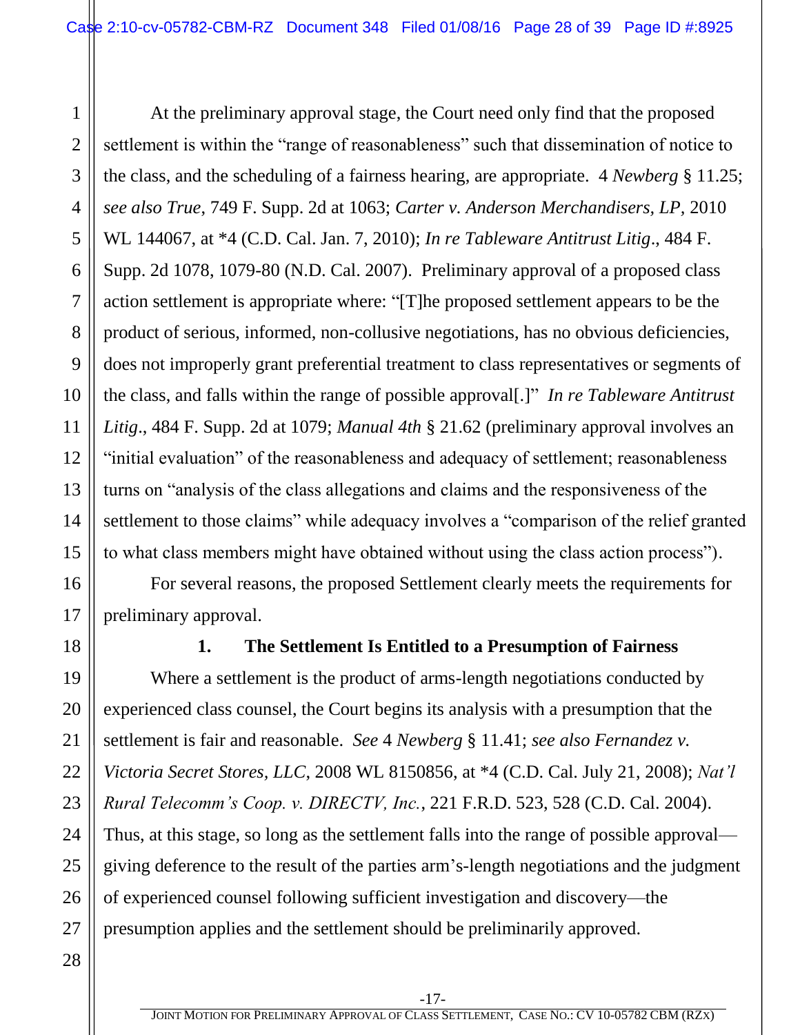At the preliminary approval stage, the Court need only find that the proposed settlement is within the "range of reasonableness" such that dissemination of notice to the class, and the scheduling of a fairness hearing, are appropriate. 4 *Newberg* § 11.25; *see also True*, 749 F. Supp. 2d at 1063; *Carter v. Anderson Merchandisers, LP*, 2010 WL 144067, at *4 (C.D. Cal. Jan. 7, 2010); *In re Tableware Antitrust Litig*., 484 F. Supp. 2d 1078, 1079-80 (N.D. Cal. 2007). Preliminary approval of a proposed class action settlement is appropriate where: "[T]he proposed settlement appears to be the product of serious, informed, non-collusive negotiations, has no obvious deficiencies, does not improperly grant preferential treatment to class representatives or segments of the class, and falls within the range of possible approval[.]" *In re Tableware Antitrust Litig*., 484 F. Supp. 2d at 1079; *Manual 4th* § 21.62 (preliminary approval involves an "initial evaluation" of the reasonableness and adequacy of settlement; reasonableness turns on "analysis of the class allegations and claims and the responsiveness of the settlement to those claims" while adequacy involves a "comparison of the relief granted to what class members might have obtained without using the class action process").

For several reasons, the proposed Settlement clearly meets the requirements for preliminary approval.

**1. The Settlement Is Entitled to a Presumption of Fairness**

Where a settlement is the product of arms-length negotiations conducted by experienced class counsel, the Court begins its analysis with a presumption that the settlement is fair and reasonable. *See* 4 *Newberg* § 11.41; *see also Fernandez v. Victoria Secret Stores, LLC*, 2008 WL 8150856, at *4 (C.D. Cal. July 21, 2008); *Nat'l Rural Telecomm's Coop. v. DIRECTV, Inc.*, 221 F.R.D. 523, 528 (C.D. Cal. 2004). Thus, at this stage, so long as the settlement falls into the range of possible approval—giving deference to the result of the parties arm's-length negotiations and the judgment of experienced counsel following sufficient investigation and discovery—the presumption applies and the settlement should be preliminarily approved.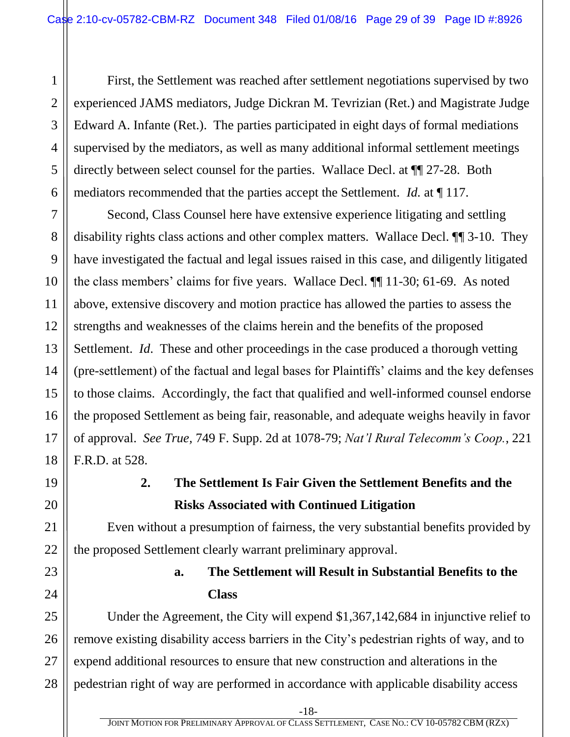First, the Settlement was reached after settlement negotiations supervised by two experienced JAMS mediators, Judge Dickran M. Tevrizian (Ret.) and Magistrate Judge Edward A. Infante (Ret.). The parties participated in eight days of formal mediations supervised by the mediators, as well as many additional informal settlement meetings directly between select counsel for the parties. Wallace Decl. at ¶¶ 27-28. Both mediators recommended that the parties accept the Settlement. *Id.* at ¶ 117.

Second, Class Counsel here have extensive experience litigating and settling disability rights class actions and other complex matters. Wallace Decl. ¶¶ 3-10. They have investigated the factual and legal issues raised in this case, and diligently litigated the class members' claims for five years. Wallace Decl. ¶¶ 11-30; 61-69. As noted above, extensive discovery and motion practice has allowed the parties to assess the strengths and weaknesses of the claims herein and the benefits of the proposed Settlement. *Id*. These and other proceedings in the case produced a thorough vetting (pre-settlement) of the factual and legal bases for Plaintiffs' claims and the key defenses to those claims. Accordingly, the fact that qualified and well-informed counsel endorse the proposed Settlement as being fair, reasonable, and adequate weighs heavily in favor of approval. *See True,* 749 F. Supp. 2d at 1078-79; *Nat'l Rural Telecomm's Coop.*, 221 F.R.D. at 528.

### 2. The Settlement Is Fair Given the Settlement Benefits and the Risks Associated with Continued Litigation

Even without a presumption of fairness, the very substantial benefits provided by the proposed Settlement clearly warrant preliminary approval.

#### a. The Settlement will Result in Substantial Benefits to the Class

Under the Agreement, the City will expend $1,367,142,684 in injunctive relief to remove existing disability access barriers in the City's pedestrian rights of way, and to expend additional resources to ensure that new construction and alterations in the pedestrian right of way are performed in accordance with applicable disability access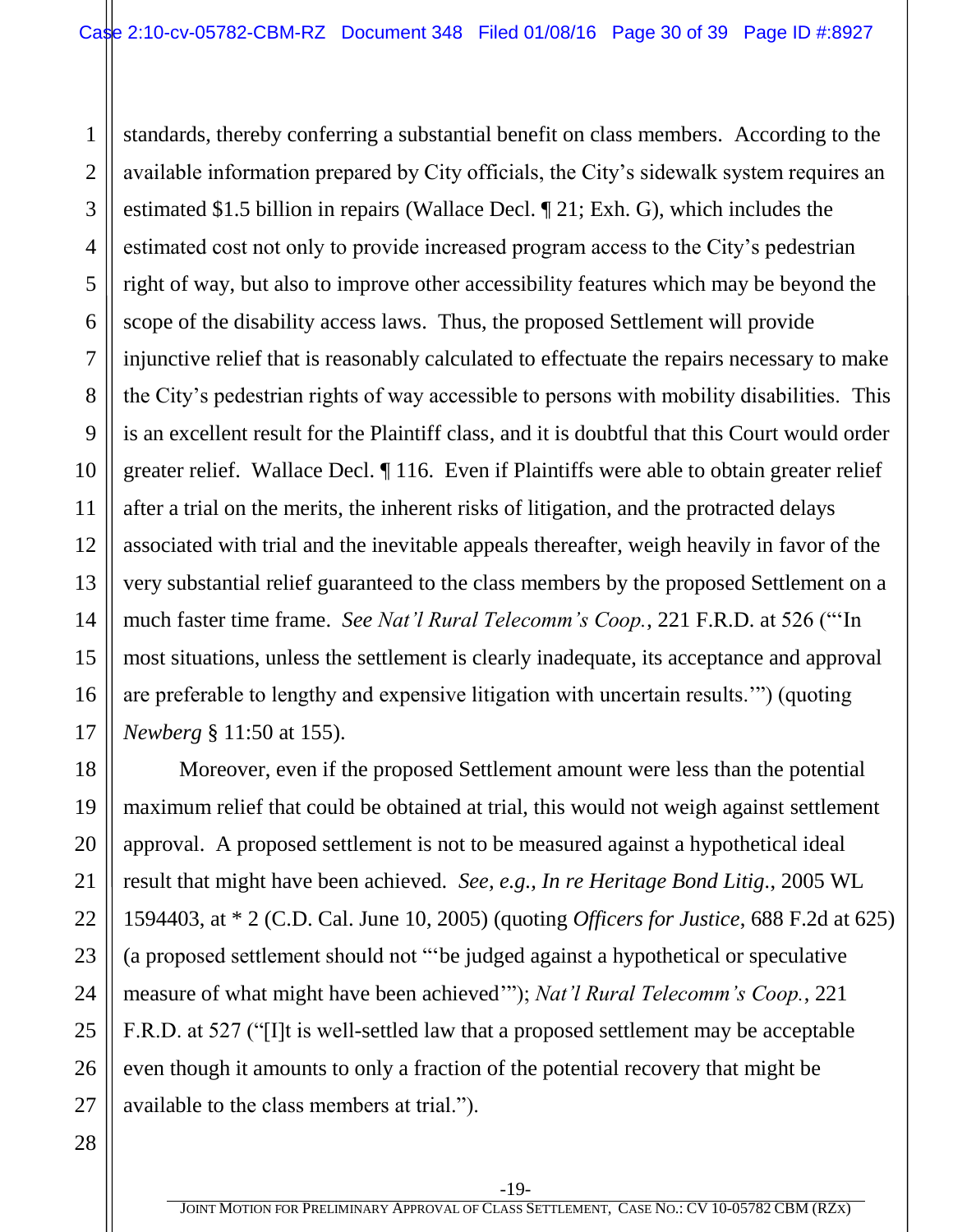standards, thereby conferring a substantial benefit on class members. According to the available information prepared by City officials, the City's sidewalk system requires an estimated $1.5 billion in repairs (Wallace Decl. ¶ 21; Exh. G), which includes the estimated cost not only to provide increased program access to the City's pedestrian right of way, but also to improve other accessibility features which may be beyond the scope of the disability access laws. Thus, the proposed Settlement will provide injunctive relief that is reasonably calculated to effectuate the repairs necessary to make the City's pedestrian rights of way accessible to persons with mobility disabilities. This is an excellent result for the Plaintiff class, and it is doubtful that this Court would order greater relief. Wallace Decl. ¶ 116. Even if Plaintiffs were able to obtain greater relief after a trial on the merits, the inherent risks of litigation, and the protracted delays associated with trial and the inevitable appeals thereafter, weigh heavily in favor of the very substantial relief guaranteed to the class members by the proposed Settlement on a much faster time frame. *See Nat'l Rural Telecomm's Coop.*, 221 F.R.D. at 526 ("'In most situations, unless the settlement is clearly inadequate, its acceptance and approval are preferable to lengthy and expensive litigation with uncertain results.'") (quoting *Newberg* § 11:50 at 155).

Moreover, even if the proposed Settlement amount were less than the potential maximum relief that could be obtained at trial, this would not weigh against settlement approval. A proposed settlement is not to be measured against a hypothetical ideal result that might have been achieved. *See, e.g., In re Heritage Bond Litig.*, 2005 WL 1594403, at * 2 (C.D. Cal. June 10, 2005) (quoting *Officers for Justice*, 688 F.2d at 625) (a proposed settlement should not "'be judged against a hypothetical or speculative measure of what might have been achieved'"); *Nat'l Rural Telecomm's Coop.*, 221 F.R.D. at 527 ("[I]t is well-settled law that a proposed settlement may be acceptable even though it amounts to only a fraction of the potential recovery that might be available to the class members at trial.").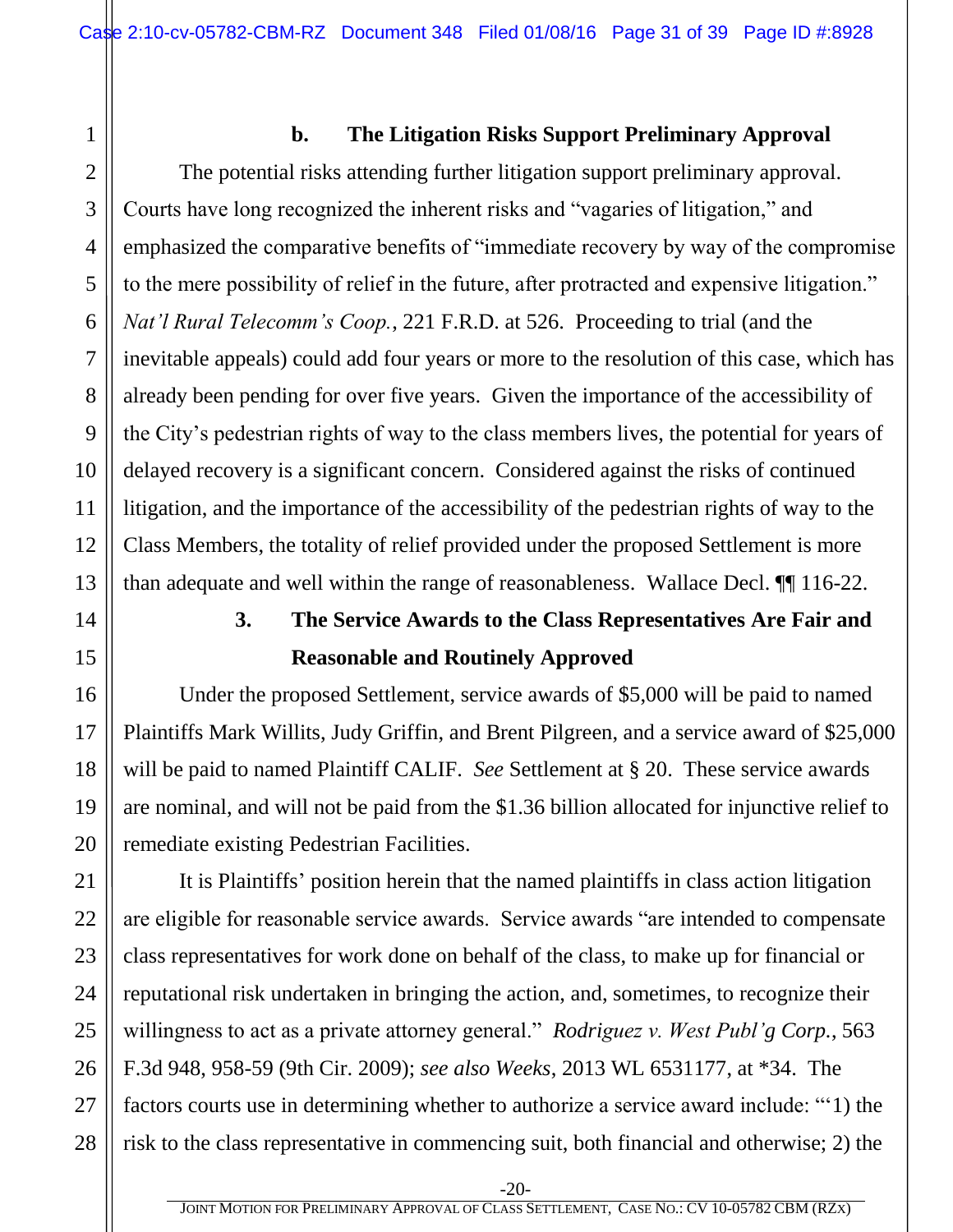#### b. The Litigation Risks Support Preliminary Approval

The potential risks attending further litigation support preliminary approval. Courts have long recognized the inherent risks and "vagaries of litigation," and emphasized the comparative benefits of "immediate recovery by way of the compromise to the mere possibility of relief in the future, after protracted and expensive litigation." *Nat'l Rural Telecomm's Coop.*, 221 F.R.D. at 526. Proceeding to trial (and the inevitable appeals) could add four years or more to the resolution of this case, which has already been pending for over five years. Given the importance of the accessibility of the City's pedestrian rights of way to the class members lives, the potential for years of delayed recovery is a significant concern. Considered against the risks of continued litigation, and the importance of the accessibility of the pedestrian rights of way to the Class Members, the totality of relief provided under the proposed Settlement is more than adequate and well within the range of reasonableness. Wallace Decl. ¶¶ 116-22.

### 3. The Service Awards to the Class Representatives Are Fair and Reasonable and Routinely Approved

Under the proposed Settlement, service awards of $5,000 will be paid to named Plaintiffs Mark Willits, Judy Griffin, and Brent Pilgreen, and a service award of $25,000 will be paid to named Plaintiff CALIF. *See* Settlement at § 20. These service awards are nominal, and will not be paid from the $1.36 billion allocated for injunctive relief to remediate existing Pedestrian Facilities.

It is Plaintiffs' position herein that the named plaintiffs in class action litigation are eligible for reasonable service awards. Service awards "are intended to compensate class representatives for work done on behalf of the class, to make up for financial or reputational risk undertaken in bringing the action, and, sometimes, to recognize their willingness to act as a private attorney general." *Rodriguez v. West Publ'g Corp.*, 563 F.3d 948, 958-59 (9th Cir. 2009); *see also Weeks*, 2013 WL 6531177, at *34. The factors courts use in determining whether to authorize a service award include: "'1) the risk to the class representative in commencing suit, both financial and otherwise; 2) the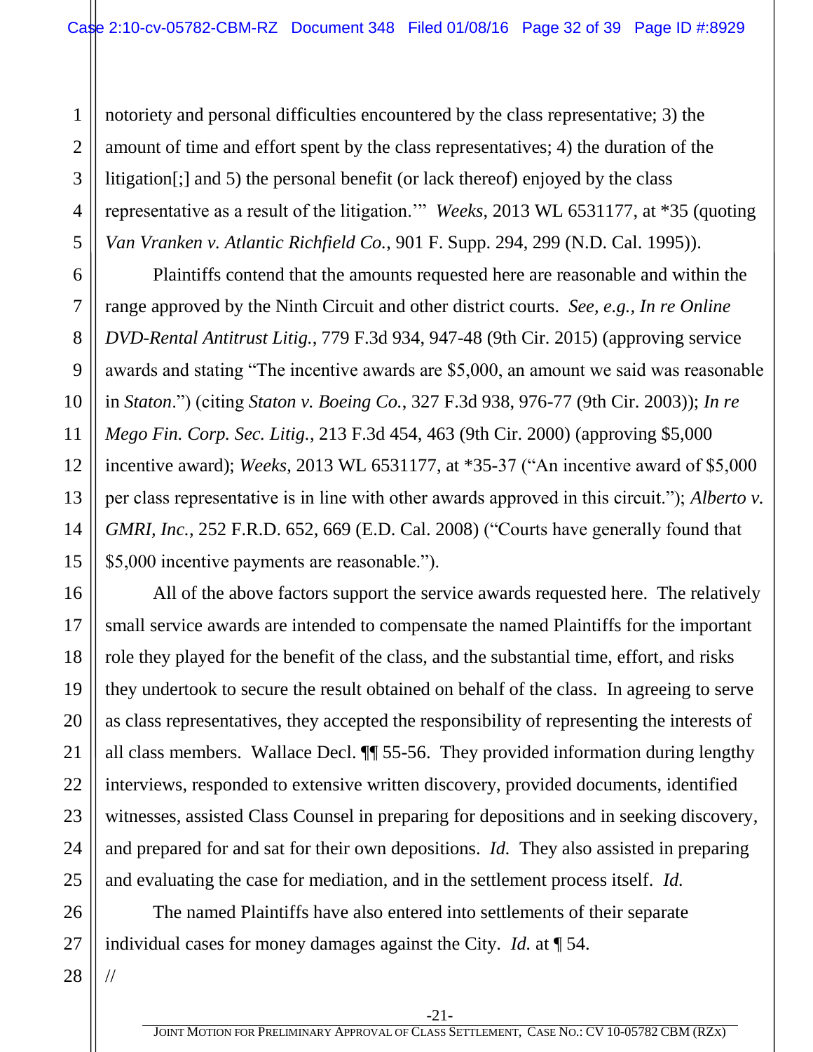notoriety and personal difficulties encountered by the class representative; 3) the amount of time and effort spent by the class representatives; 4) the duration of the litigation[;] and 5) the personal benefit (or lack thereof) enjoyed by the class representative as a result of the litigation.'" *Weeks*, 2013 WL 6531177, at *35 (quoting *Van Vranken v. Atlantic Richfield Co.*, 901 F. Supp. 294, 299 (N.D. Cal. 1995)).

Plaintiffs contend that the amounts requested here are reasonable and within the range approved by the Ninth Circuit and other district courts. *See, e.g., In re Online DVD-Rental Antitrust Litig.*, 779 F.3d 934, 947-48 (9th Cir. 2015) (approving service awards and stating "The incentive awards are $5,000, an amount we said was reasonable in *Staton*.") (citing *Staton v. Boeing Co.*, 327 F.3d 938, 976-77 (9th Cir. 2003)); *In re Mego Fin. Corp. Sec. Litig.*, 213 F.3d 454, 463 (9th Cir. 2000) (approving $5,000 incentive award); *Weeks*, 2013 WL 6531177, at *35-37 ("An incentive award of $5,000 per class representative is in line with other awards approved in this circuit."); *Alberto v. GMRI, Inc.*, 252 F.R.D. 652, 669 (E.D. Cal. 2008) ("Courts have generally found that $5,000 incentive payments are reasonable.").

All of the above factors support the service awards requested here. The relatively small service awards are intended to compensate the named Plaintiffs for the important role they played for the benefit of the class, and the substantial time, effort, and risks they undertook to secure the result obtained on behalf of the class. In agreeing to serve as class representatives, they accepted the responsibility of representing the interests of all class members. Wallace Decl. ¶¶ 55-56. They provided information during lengthy interviews, responded to extensive written discovery, provided documents, identified witnesses, assisted Class Counsel in preparing for depositions and in seeking discovery, and prepared for and sat for their own depositions. *Id.* They also assisted in preparing and evaluating the case for mediation, and in the settlement process itself. *Id.*

The named Plaintiffs have also entered into settlements of their separate individual cases for money damages against the City. *Id.* at ¶ 54.

//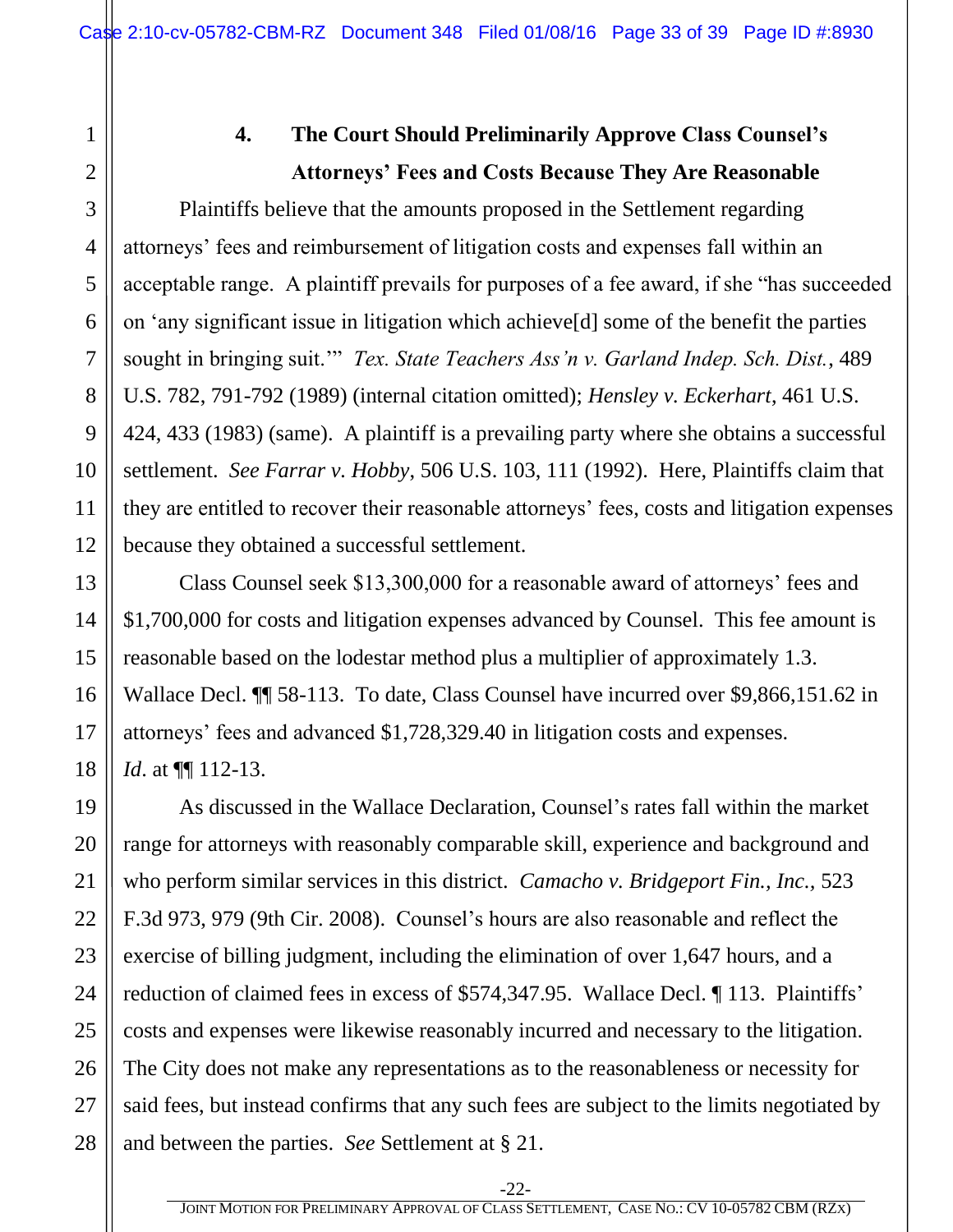### 4. The Court Should Preliminarily Approve Class Counsel's Attorneys' Fees and Costs Because They Are Reasonable

Plaintiffs believe that the amounts proposed in the Settlement regarding attorneys' fees and reimbursement of litigation costs and expenses fall within an acceptable range. A plaintiff prevails for purposes of a fee award, if she "has succeeded on 'any significant issue in litigation which achieve[d] some of the benefit the parties sought in bringing suit.'" *Tex. State Teachers Ass'n v. Garland Indep. Sch. Dist.*, 489 U.S. 782, 791-792 (1989) (internal citation omitted); *Hensley v. Eckerhart*, 461 U.S. 424, 433 (1983) (same). A plaintiff is a prevailing party where she obtains a successful settlement. *See Farrar v. Hobby*, 506 U.S. 103, 111 (1992). Here, Plaintiffs claim that they are entitled to recover their reasonable attorneys' fees, costs and litigation expenses because they obtained a successful settlement.

Class Counsel seek $13,300,000 for a reasonable award of attorneys' fees and $1,700,000 for costs and litigation expenses advanced by Counsel. This fee amount is reasonable based on the lodestar method plus a multiplier of approximately 1.3. Wallace Decl. ¶¶ 58-113. To date, Class Counsel have incurred over $9,866,151.62 in attorneys' fees and advanced $1,728,329.40 in litigation costs and expenses. *Id*. at ¶¶ 112-13.

As discussed in the Wallace Declaration, Counsel's rates fall within the market range for attorneys with reasonably comparable skill, experience and background and who perform similar services in this district. *Camacho v. Bridgeport Fin., Inc.,* 523 F.3d 973, 979 (9th Cir. 2008). Counsel's hours are also reasonable and reflect the exercise of billing judgment, including the elimination of over 1,647 hours, and a reduction of claimed fees in excess of $574,347.95. Wallace Decl. ¶ 113. Plaintiffs' costs and expenses were likewise reasonably incurred and necessary to the litigation. The City does not make any representations as to the reasonableness or necessity for said fees, but instead confirms that any such fees are subject to the limits negotiated by and between the parties. *See* Settlement at § 21.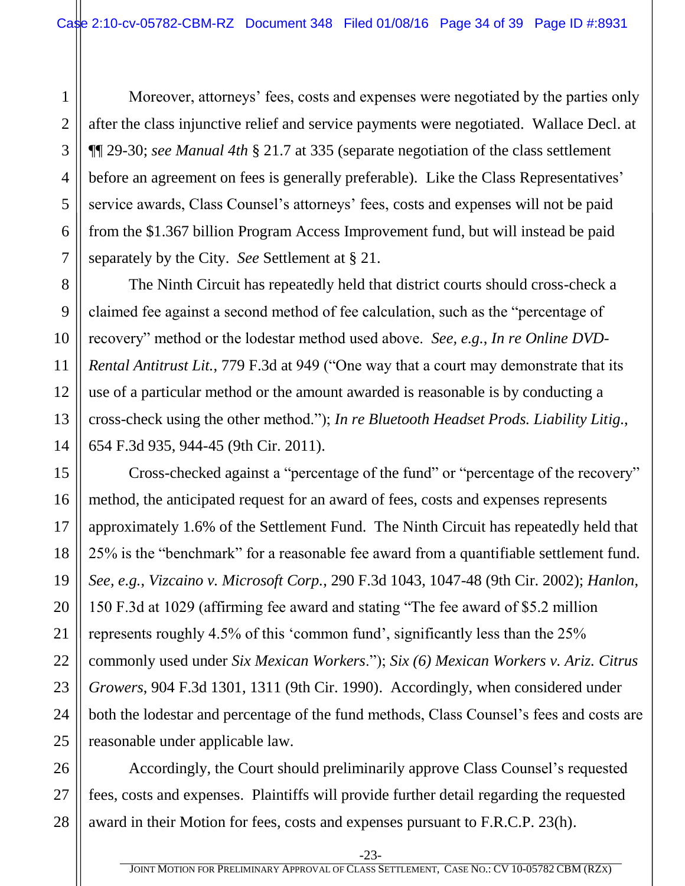Moreover, attorneys' fees, costs and expenses were negotiated by the parties only after the class injunctive relief and service payments were negotiated. Wallace Decl. at ¶¶ 29-30; *see Manual 4th* § 21.7 at 335 (separate negotiation of the class settlement before an agreement on fees is generally preferable). Like the Class Representatives' service awards, Class Counsel's attorneys' fees, costs and expenses will not be paid from the $1.367 billion Program Access Improvement fund, but will instead be paid separately by the City. *See* Settlement at § 21.

The Ninth Circuit has repeatedly held that district courts should cross-check a claimed fee against a second method of fee calculation, such as the "percentage of recovery" method or the lodestar method used above. *See, e.g.*, *In re Online DVD-Rental Antitrust Lit.*, 779 F.3d at 949 ("One way that a court may demonstrate that its use of a particular method or the amount awarded is reasonable is by conducting a cross-check using the other method."); *In re Bluetooth Headset Prods. Liability Litig.*, 654 F.3d 935, 944-45 (9th Cir. 2011).

Cross-checked against a "percentage of the fund" or "percentage of the recovery" method, the anticipated request for an award of fees, costs and expenses represents approximately 1.6% of the Settlement Fund. The Ninth Circuit has repeatedly held that 25% is the "benchmark" for a reasonable fee award from a quantifiable settlement fund. *See, e.g.*, *Vizcaino v. Microsoft Corp.*, 290 F.3d 1043, 1047-48 (9th Cir. 2002); *Hanlon*, 150 F.3d at 1029 (affirming fee award and stating "The fee award of $5.2 million represents roughly 4.5% of this 'common fund', significantly less than the 25% commonly used under *Six Mexican Workers*."); *Six (6) Mexican Workers v. Ariz. Citrus Growers*, 904 F.3d 1301, 1311 (9th Cir. 1990). Accordingly, when considered under both the lodestar and percentage of the fund methods, Class Counsel's fees and costs are reasonable under applicable law.

Accordingly, the Court should preliminarily approve Class Counsel's requested fees, costs and expenses. Plaintiffs will provide further detail regarding the requested award in their Motion for fees, costs and expenses pursuant to F.R.C.P. 23(h).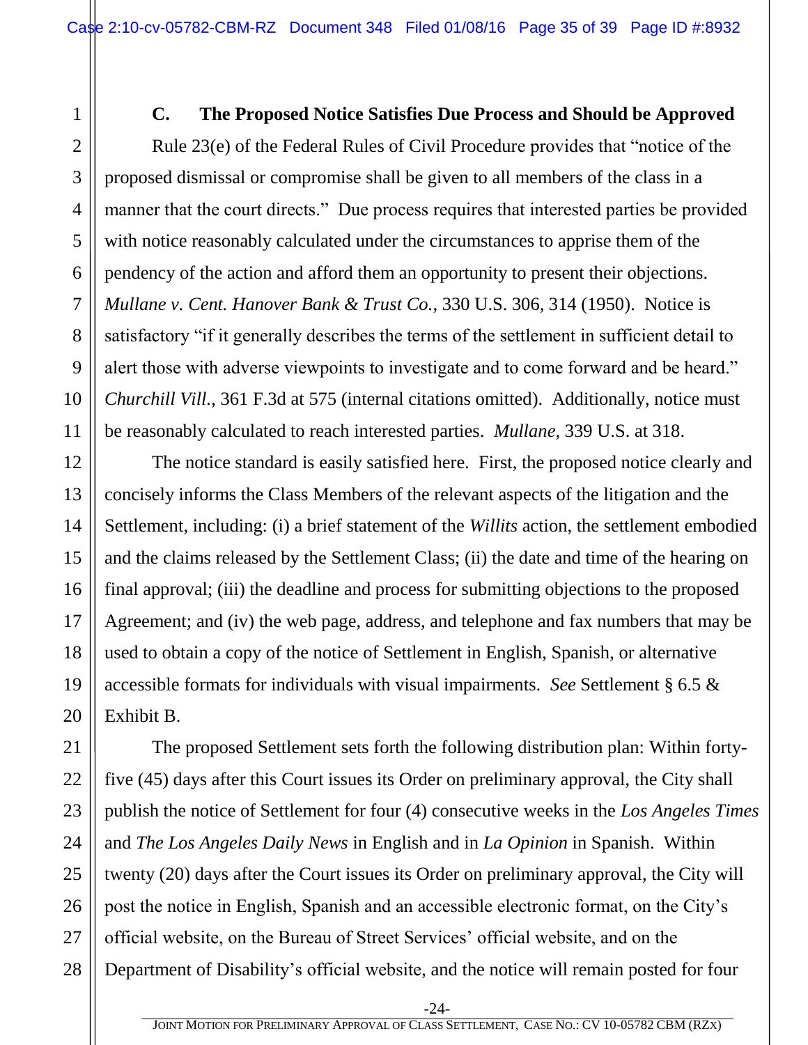### C. The Proposed Notice Satisfies Due Process and Should be Approved

Rule 23(e) of the Federal Rules of Civil Procedure provides that "notice of the proposed dismissal or compromise shall be given to all members of the class in a manner that the court directs." Due process requires that interested parties be provided with notice reasonably calculated under the circumstances to apprise them of the pendency of the action and afford them an opportunity to present their objections. *Mullane v. Cent. Hanover Bank & Trust Co.*, 330 U.S. 306, 314 (1950). Notice is satisfactory "if it generally describes the terms of the settlement in sufficient detail to alert those with adverse viewpoints to investigate and to come forward and be heard." *Churchill Vill.*, 361 F.3d at 575 (internal citations omitted). Additionally, notice must be reasonably calculated to reach interested parties. *Mullane*, 339 U.S. at 318.

The notice standard is easily satisfied here. First, the proposed notice clearly and concisely informs the Class Members of the relevant aspects of the litigation and the Settlement, including: (i) a brief statement of the *Willits* action, the settlement embodied and the claims released by the Settlement Class; (ii) the date and time of the hearing on final approval; (iii) the deadline and process for submitting objections to the proposed Agreement; and (iv) the web page, address, and telephone and fax numbers that may be used to obtain a copy of the notice of Settlement in English, Spanish, or alternative accessible formats for individuals with visual impairments. *See* Settlement § 6.5 & Exhibit B.

The proposed Settlement sets forth the following distribution plan: Within forty-five (45) days after this Court issues its Order on preliminary approval, the City shall publish the notice of Settlement for four (4) consecutive weeks in the *Los Angeles Times* and *The Los Angeles Daily News* in English and in *La Opinion* in Spanish. Within twenty (20) days after the Court issues its Order on preliminary approval, the City will post the notice in English, Spanish and an accessible electronic format, on the City's official website, on the Bureau of Street Services' official website, and on the Department of Disability's official website, and the notice will remain posted for four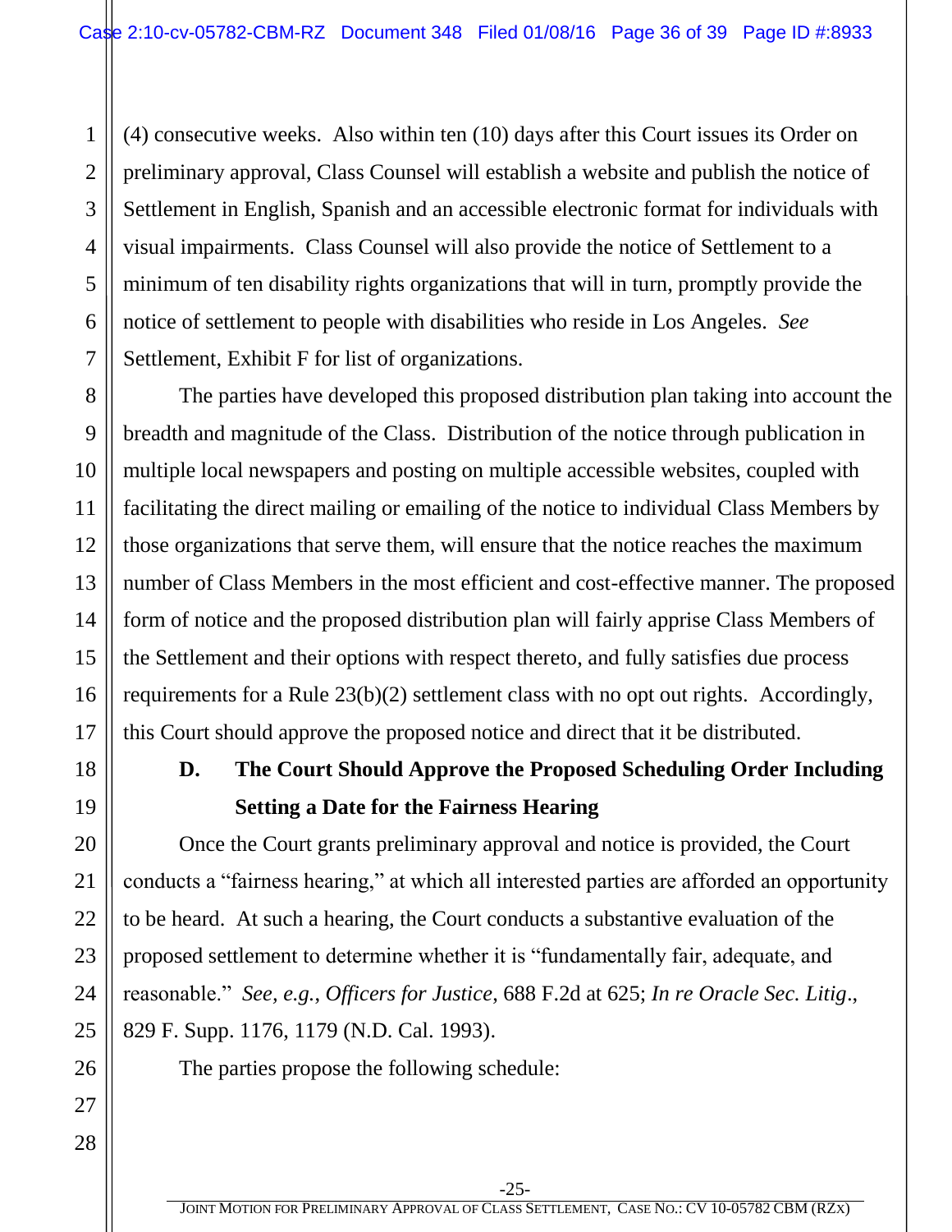(4) consecutive weeks. Also within ten (10) days after this Court issues its Order on preliminary approval, Class Counsel will establish a website and publish the notice of Settlement in English, Spanish and an accessible electronic format for individuals with visual impairments. Class Counsel will also provide the notice of Settlement to a minimum of ten disability rights organizations that will in turn, promptly provide the notice of settlement to people with disabilities who reside in Los Angeles. *See* Settlement, Exhibit F for list of organizations.

The parties have developed this proposed distribution plan taking into account the breadth and magnitude of the Class. Distribution of the notice through publication in multiple local newspapers and posting on multiple accessible websites, coupled with facilitating the direct mailing or emailing of the notice to individual Class Members by those organizations that serve them, will ensure that the notice reaches the maximum number of Class Members in the most efficient and cost-effective manner. The proposed form of notice and the proposed distribution plan will fairly apprise Class Members of the Settlement and their options with respect thereto, and fully satisfies due process requirements for a Rule 23(b)(2) settlement class with no opt out rights. Accordingly, this Court should approve the proposed notice and direct that it be distributed.

### D. The Court Should Approve the Proposed Scheduling Order Including Setting a Date for the Fairness Hearing

Once the Court grants preliminary approval and notice is provided, the Court conducts a "fairness hearing," at which all interested parties are afforded an opportunity to be heard. At such a hearing, the Court conducts a substantive evaluation of the proposed settlement to determine whether it is "fundamentally fair, adequate, and reasonable." *See, e.g.*, *Officers for Justice*, 688 F.2d at 625; *In re Oracle Sec. Litig*., 829 F. Supp. 1176, 1179 (N.D. Cal. 1993).

The parties propose the following schedule: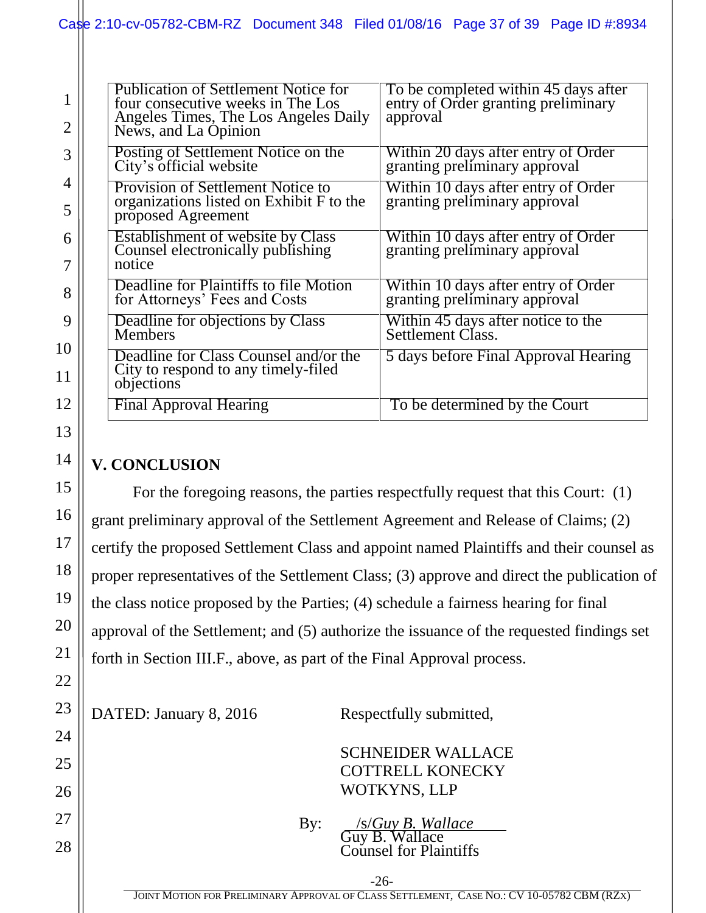| | |
|---|---|
| Publication of Settlement Notice for four consecutive weeks in The Los Angeles Times, The Los Angeles Daily News, and La Opinion | To be completed within 45 days after entry of Order granting preliminary approval |
| Posting of Settlement Notice on the City's official website | Within 20 days after entry of Order granting preliminary approval |
| Provision of Settlement Notice to organizations listed on Exhibit F to the proposed Agreement | Within 10 days after entry of Order granting preliminary approval |
| Establishment of website by Class Counsel electronically publishing notice | Within 10 days after entry of Order granting preliminary approval |
| Deadline for Plaintiffs to file Motion for Attorneys' Fees and Costs | Within 10 days after entry of Order granting preliminary approval |
| Deadline for objections by Class Members | Within 45 days after notice to the Settlement Class. |
| Deadline for Class Counsel and/or the City to respond to any timely-filed objections | 5 days before Final Approval Hearing |
| Final Approval Hearing | To be determined by the Court |

## V. CONCLUSION

For the foregoing reasons, the parties respectfully request that this Court: (1) grant preliminary approval of the Settlement Agreement and Release of Claims; (2) certify the proposed Settlement Class and appoint named Plaintiffs and their counsel as proper representatives of the Settlement Class; (3) approve and direct the publication of the class notice proposed by the Parties; (4) schedule a fairness hearing for final approval of the Settlement; and (5) authorize the issuance of the requested findings set forth in Section III.F., above, as part of the Final Approval process.

DATED: January 8, 2016

Respectfully submitted,

SCHNEIDER WALLACE
COTTRELL KONECKY
WOTKYNS, LLP

By: /s/*Guy B. Wallace*
Guy B. Wallace
Counsel for Plaintiffs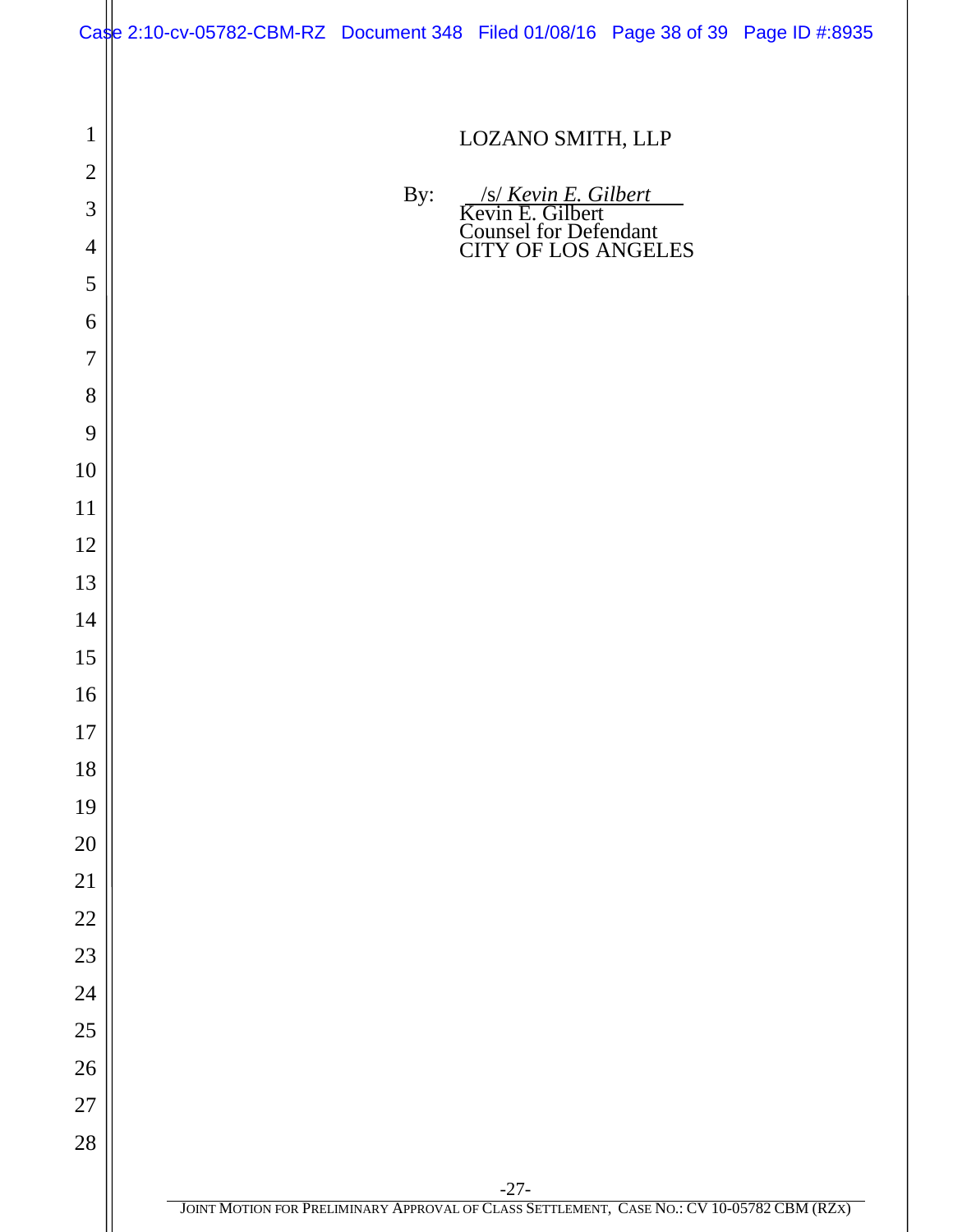LOZANO SMITH, LLP

By: /s/ *Kevin E. Gilbert*
Kevin E. Gilbert
Counsel for Defendant
CITY OF LOS ANGELES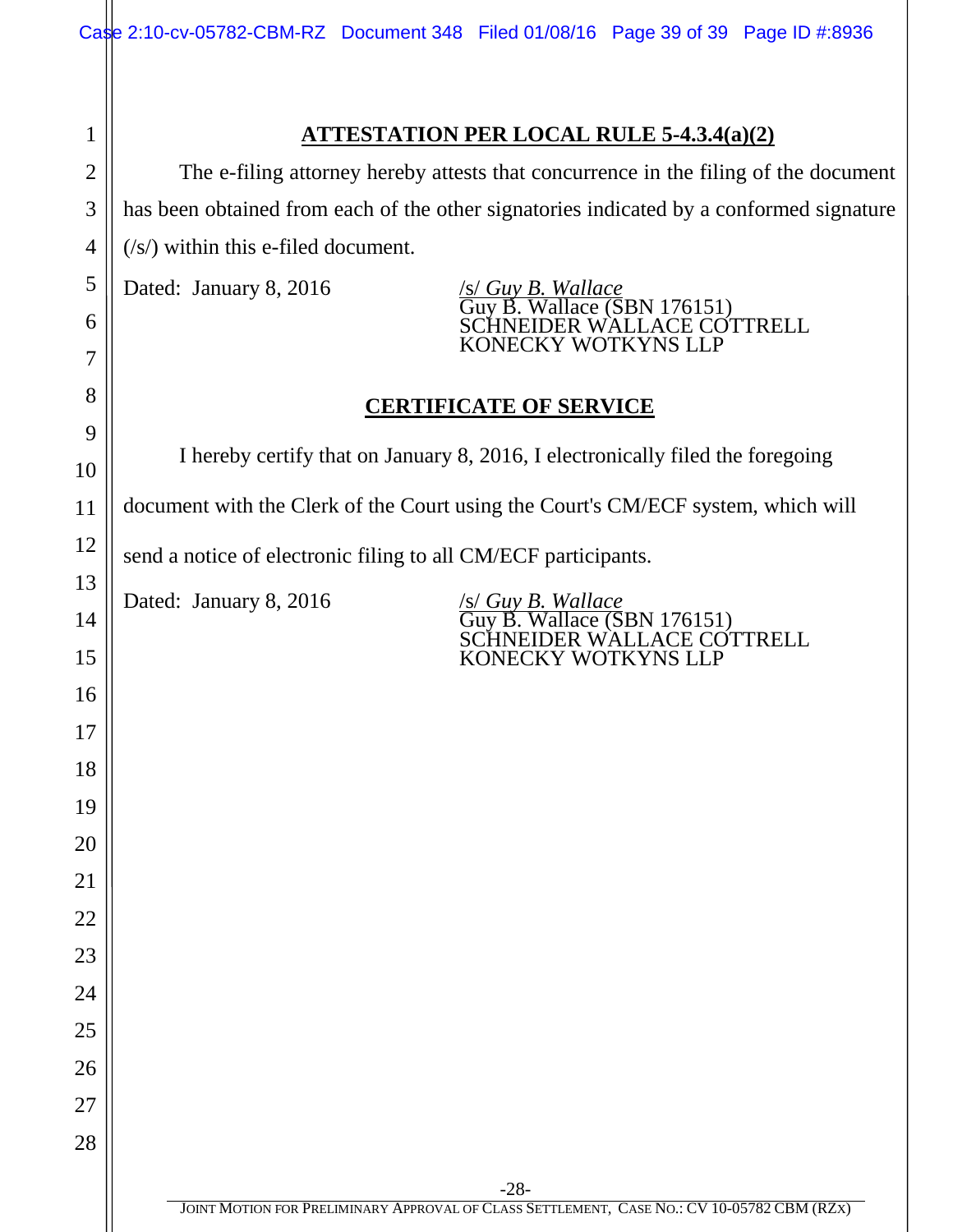## ATTESTATION PER LOCAL RULE 5-4.3.4(a)(2)

The e-filing attorney hereby attests that concurrence in the filing of the document has been obtained from each of the other signatories indicated by a conformed signature (/s/) within this e-filed document.

Dated: January 8, 2016

/s/ *Guy B. Wallace*
Guy B. Wallace (SBN 176151)
SCHNEIDER WALLACE COTTRELL
KONECKY WOTKYNS LLP

## CERTIFICATE OF SERVICE

I hereby certify that on January 8, 2016, I electronically filed the foregoing document with the Clerk of the Court using the Court's CM/ECF system, which will send a notice of electronic filing to all CM/ECF participants.

Dated: January 8, 2016

/s/ *Guy B. Wallace*
Guy B. Wallace (SBN 176151)
SCHNEIDER WALLACE COTTRELL
KONECKY WOTKYNS LLP